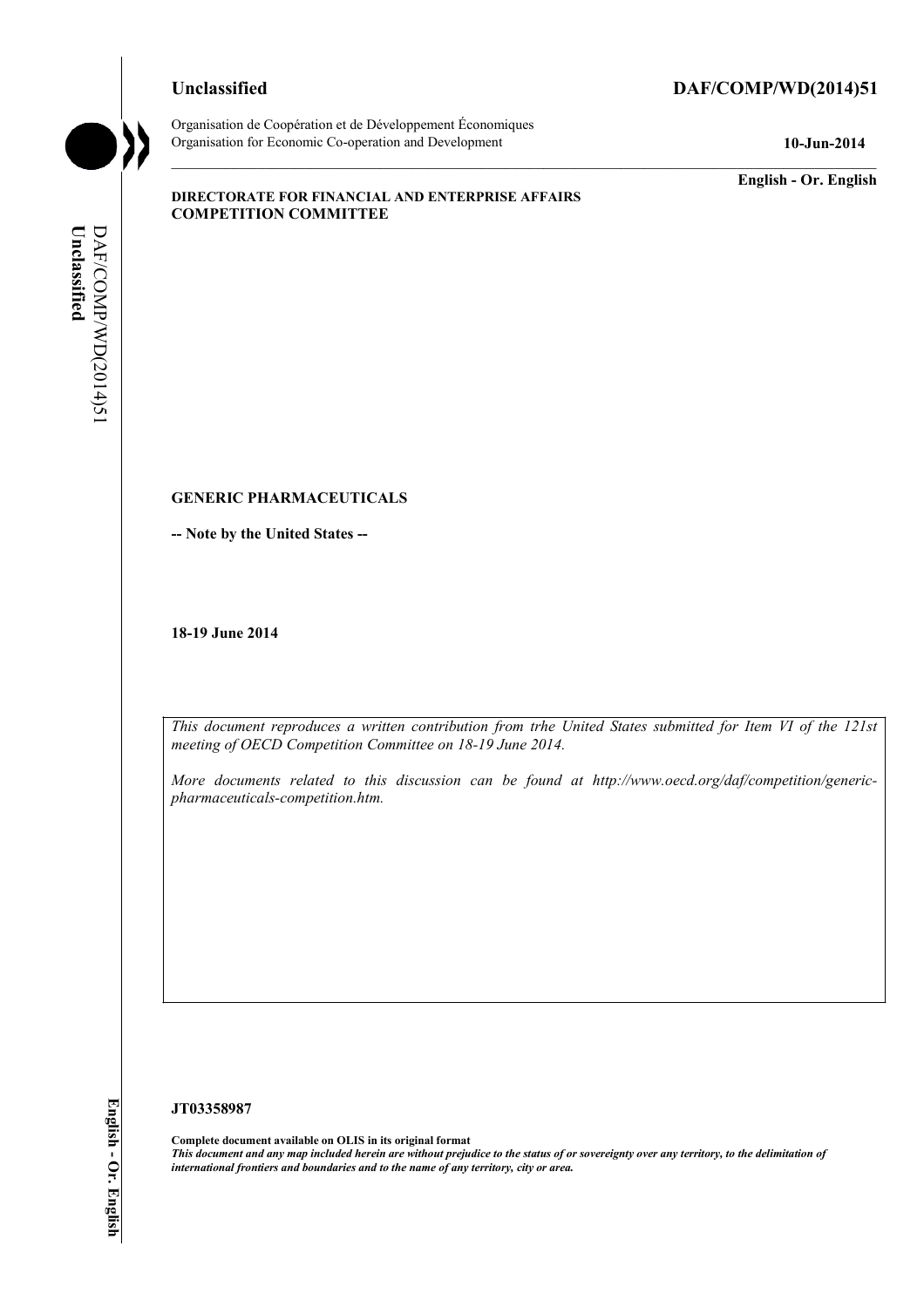Unclassified **DAF/COMP/WD(2014)51**

Organisation de Coopération et de Développement Économiques
Organisation for Economic Co-operation and Development **10-Jun-2014**

**English - Or. English**

**DIRECTORATE FOR FINANCIAL AND ENTERPRISE AFFAIRS**
**COMPETITION COMMITTEE**

**GENERIC PHARMACEUTICALS**

**-- Note by the United States --**

**18-19 June 2014**

*This document reproduces a written contribution from trhe United States submitted for Item VI of the 121st meeting of OECD Competition Committee on 18-19 June 2014.*

*More documents related to this discussion can be found at http://www.oecd.org/daf/competition/generic-pharmaceuticals-competition.htm.*

**JT03358987**

**Complete document available on OLIS in its original format**
***This document and any map included herein are without prejudice to the status of or sovereignty over any territory, to the delimitation of international frontiers and boundaries and to the name of any territory, city or area.***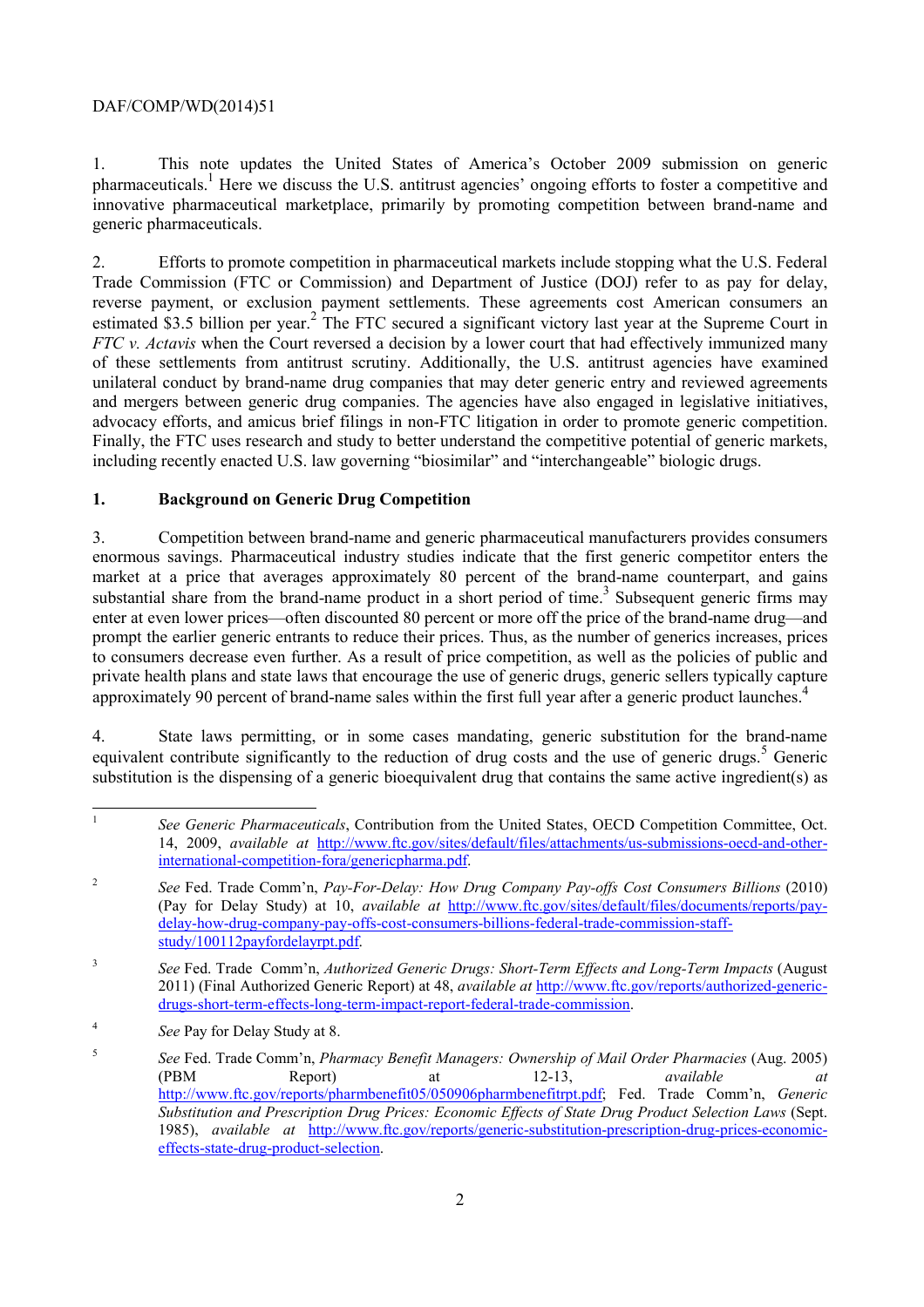1. This note updates the United States of America's October 2009 submission on generic pharmaceuticals.[1] Here we discuss the U.S. antitrust agencies' ongoing efforts to foster a competitive and innovative pharmaceutical marketplace, primarily by promoting competition between brand-name and generic pharmaceuticals.

2. Efforts to promote competition in pharmaceutical markets include stopping what the U.S. Federal Trade Commission (FTC or Commission) and Department of Justice (DOJ) refer to as pay for delay, reverse payment, or exclusion payment settlements. These agreements cost American consumers an estimated $3.5 billion per year.[2] The FTC secured a significant victory last year at the Supreme Court in *FTC v. Actavis* when the Court reversed a decision by a lower court that had effectively immunized many of these settlements from antitrust scrutiny. Additionally, the U.S. antitrust agencies have examined unilateral conduct by brand-name drug companies that may deter generic entry and reviewed agreements and mergers between generic drug companies. The agencies have also engaged in legislative initiatives, advocacy efforts, and amicus brief filings in non-FTC litigation in order to promote generic competition. Finally, the FTC uses research and study to better understand the competitive potential of generic markets, including recently enacted U.S. law governing "biosimilar" and "interchangeable" biologic drugs.

## 1. Background on Generic Drug Competition

3. Competition between brand-name and generic pharmaceutical manufacturers provides consumers enormous savings. Pharmaceutical industry studies indicate that the first generic competitor enters the market at a price that averages approximately 80 percent of the brand-name counterpart, and gains substantial share from the brand-name product in a short period of time.[3] Subsequent generic firms may enter at even lower prices—often discounted 80 percent or more off the price of the brand-name drug—and prompt the earlier generic entrants to reduce their prices. Thus, as the number of generics increases, prices to consumers decrease even further. As a result of price competition, as well as the policies of public and private health plans and state laws that encourage the use of generic drugs, generic sellers typically capture approximately 90 percent of brand-name sales within the first full year after a generic product launches.[4]

4. State laws permitting, or in some cases mandating, generic substitution for the brand-name equivalent contribute significantly to the reduction of drug costs and the use of generic drugs.[5] Generic substitution is the dispensing of a generic bioequivalent drug that contains the same active ingredient(s) as

---

[1] *See Generic Pharmaceuticals*, Contribution from the United States, OECD Competition Committee, Oct. 14, 2009, *available at* http://www.ftc.gov/sites/default/files/attachments/us-submissions-oecd-and-other-international-competition-fora/genericpharma.pdf.

[2] *See* Fed. Trade Comm'n, *Pay-For-Delay: How Drug Company Pay-offs Cost Consumers Billions* (2010) (Pay for Delay Study) at 10, *available at* http://www.ftc.gov/sites/default/files/documents/reports/pay-delay-how-drug-company-pay-offs-cost-consumers-billions-federal-trade-commission-staff-study/100112payfordelayrpt.pdf.

[3] *See* Fed. Trade Comm'n, *Authorized Generic Drugs: Short-Term Effects and Long-Term Impacts* (August 2011) (Final Authorized Generic Report) at 48, *available at* http://www.ftc.gov/reports/authorized-generic-drugs-short-term-effects-long-term-impact-report-federal-trade-commission.

[4] *See* Pay for Delay Study at 8.

[5] *See* Fed. Trade Comm'n, *Pharmacy Benefit Managers: Ownership of Mail Order Pharmacies* (Aug. 2005) (PBM Report) at 12-13, *available at* http://www.ftc.gov/reports/pharmbenefit05/050906pharmbenefitrpt.pdf; Fed. Trade Comm'n, *Generic Substitution and Prescription Drug Prices: Economic Effects of State Drug Product Selection Laws* (Sept. 1985), *available at* http://www.ftc.gov/reports/generic-substitution-prescription-drug-prices-economic-effects-state-drug-product-selection.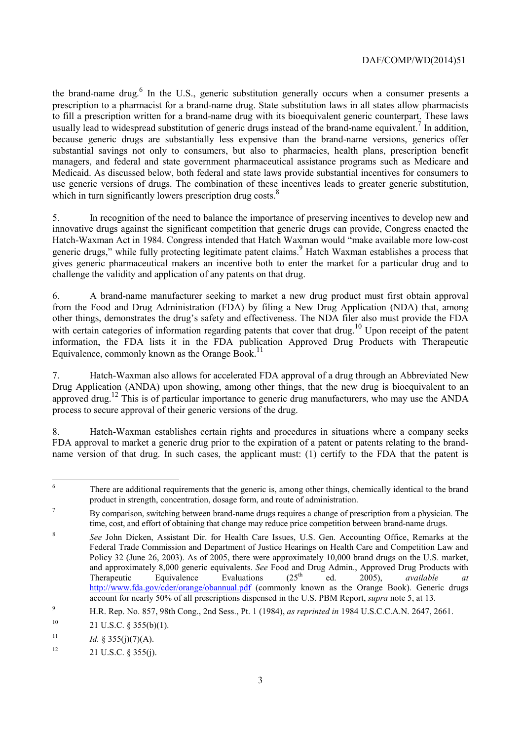the brand-name drug.[6] In the U.S., generic substitution generally occurs when a consumer presents a prescription to a pharmacist for a brand-name drug. State substitution laws in all states allow pharmacists to fill a prescription written for a brand-name drug with its bioequivalent generic counterpart. These laws usually lead to widespread substitution of generic drugs instead of the brand-name equivalent.[7] In addition, because generic drugs are substantially less expensive than the brand-name versions, generics offer substantial savings not only to consumers, but also to pharmacies, health plans, prescription benefit managers, and federal and state government pharmaceutical assistance programs such as Medicare and Medicaid. As discussed below, both federal and state laws provide substantial incentives for consumers to use generic versions of drugs. The combination of these incentives leads to greater generic substitution, which in turn significantly lowers prescription drug costs.[8]

5. In recognition of the need to balance the importance of preserving incentives to develop new and innovative drugs against the significant competition that generic drugs can provide, Congress enacted the Hatch-Waxman Act in 1984. Congress intended that Hatch Waxman would "make available more low-cost generic drugs," while fully protecting legitimate patent claims.[9] Hatch Waxman establishes a process that gives generic pharmaceutical makers an incentive both to enter the market for a particular drug and to challenge the validity and application of any patents on that drug.

6. A brand-name manufacturer seeking to market a new drug product must first obtain approval from the Food and Drug Administration (FDA) by filing a New Drug Application (NDA) that, among other things, demonstrates the drug's safety and effectiveness. The NDA filer also must provide the FDA with certain categories of information regarding patents that cover that drug.[10] Upon receipt of the patent information, the FDA lists it in the FDA publication Approved Drug Products with Therapeutic Equivalence, commonly known as the Orange Book.[11]

7. Hatch-Waxman also allows for accelerated FDA approval of a drug through an Abbreviated New Drug Application (ANDA) upon showing, among other things, that the new drug is bioequivalent to an approved drug.[12] This is of particular importance to generic drug manufacturers, who may use the ANDA process to secure approval of their generic versions of the drug.

8. Hatch-Waxman establishes certain rights and procedures in situations where a company seeks FDA approval to market a generic drug prior to the expiration of a patent or patents relating to the brand-name version of that drug. In such cases, the applicant must: (1) certify to the FDA that the patent is

---

[6] There are additional requirements that the generic is, among other things, chemically identical to the brand product in strength, concentration, dosage form, and route of administration.

[7] By comparison, switching between brand-name drugs requires a change of prescription from a physician. The time, cost, and effort of obtaining that change may reduce price competition between brand-name drugs.

[8] *See* John Dicken, Assistant Dir. for Health Care Issues, U.S. Gen. Accounting Office, Remarks at the Federal Trade Commission and Department of Justice Hearings on Health Care and Competition Law and Policy 32 (June 26, 2003). As of 2005, there were approximately 10,000 brand drugs on the U.S. market, and approximately 8,000 generic equivalents. *See* Food and Drug Admin., Approved Drug Products with Therapeutic Equivalence Evaluations (25th ed. 2005), *available at* http://www.fda.gov/cder/orange/obannual.pdf (commonly known as the Orange Book). Generic drugs account for nearly 50% of all prescriptions dispensed in the U.S. PBM Report, *supra* note 5, at 13.

[9] H.R. Rep. No. 857, 98th Cong., 2nd Sess., Pt. 1 (1984), *as reprinted in* 1984 U.S.C.C.A.N. 2647, 2661.

[10] 21 U.S.C. § 355(b)(1).

[11] *Id.* § 355(j)(7)(A).

[12] 21 U.S.C. § 355(j).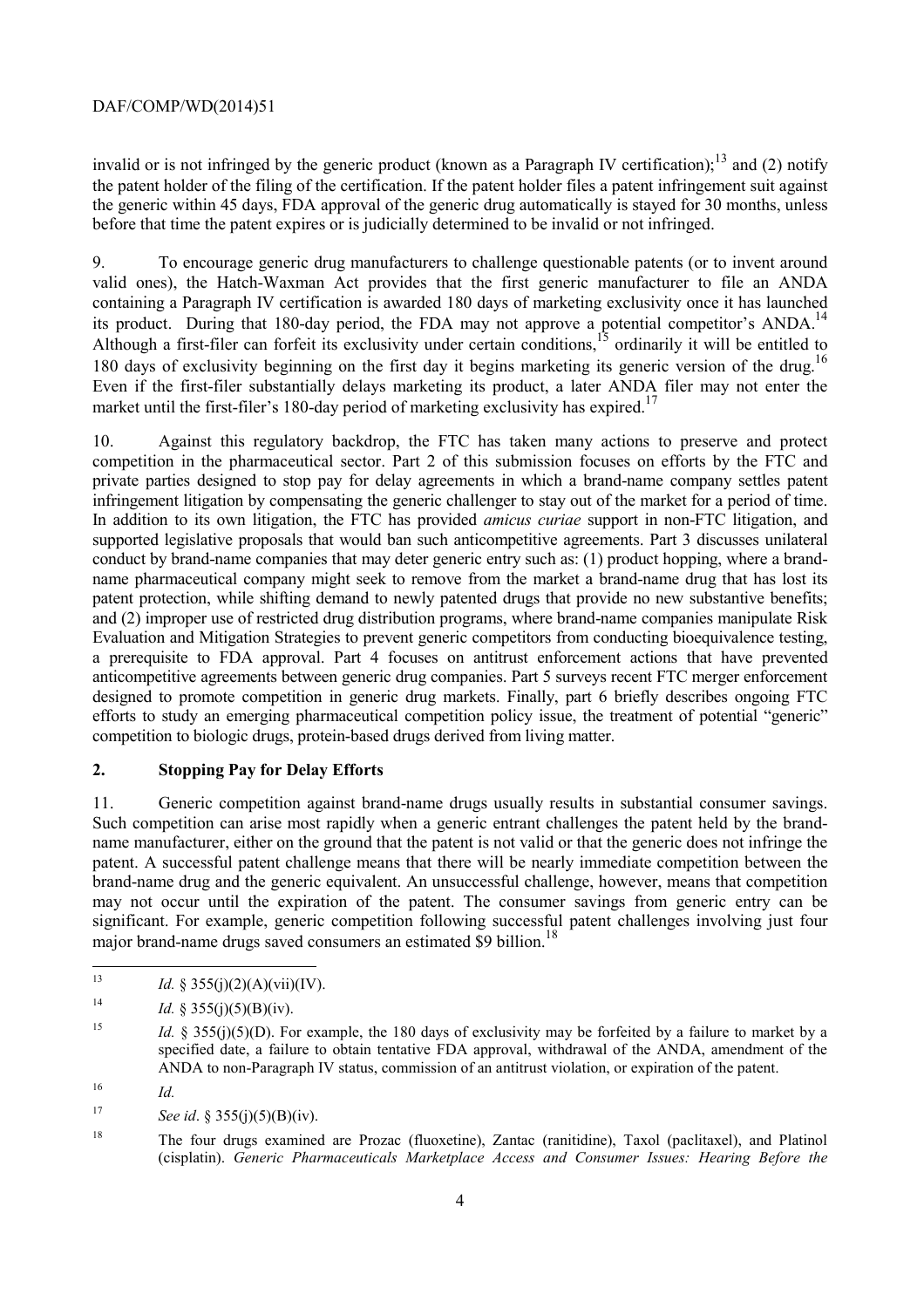invalid or is not infringed by the generic product (known as a Paragraph IV certification);[13] and (2) notify the patent holder of the filing of the certification. If the patent holder files a patent infringement suit against the generic within 45 days, FDA approval of the generic drug automatically is stayed for 30 months, unless before that time the patent expires or is judicially determined to be invalid or not infringed.

9. To encourage generic drug manufacturers to challenge questionable patents (or to invent around valid ones), the Hatch-Waxman Act provides that the first generic manufacturer to file an ANDA containing a Paragraph IV certification is awarded 180 days of marketing exclusivity once it has launched its product. During that 180-day period, the FDA may not approve a potential competitor's ANDA.[14] Although a first-filer can forfeit its exclusivity under certain conditions,[15] ordinarily it will be entitled to 180 days of exclusivity beginning on the first day it begins marketing its generic version of the drug.[16] Even if the first-filer substantially delays marketing its product, a later ANDA filer may not enter the market until the first-filer's 180-day period of marketing exclusivity has expired.[17]

10. Against this regulatory backdrop, the FTC has taken many actions to preserve and protect competition in the pharmaceutical sector. Part 2 of this submission focuses on efforts by the FTC and private parties designed to stop pay for delay agreements in which a brand-name company settles patent infringement litigation by compensating the generic challenger to stay out of the market for a period of time. In addition to its own litigation, the FTC has provided *amicus curiae* support in non-FTC litigation, and supported legislative proposals that would ban such anticompetitive agreements. Part 3 discusses unilateral conduct by brand-name companies that may deter generic entry such as: (1) product hopping, where a brand-name pharmaceutical company might seek to remove from the market a brand-name drug that has lost its patent protection, while shifting demand to newly patented drugs that provide no new substantive benefits; and (2) improper use of restricted drug distribution programs, where brand-name companies manipulate Risk Evaluation and Mitigation Strategies to prevent generic competitors from conducting bioequivalence testing, a prerequisite to FDA approval. Part 4 focuses on antitrust enforcement actions that have prevented anticompetitive agreements between generic drug companies. Part 5 surveys recent FTC merger enforcement designed to promote competition in generic drug markets. Finally, part 6 briefly describes ongoing FTC efforts to study an emerging pharmaceutical competition policy issue, the treatment of potential "generic" competition to biologic drugs, protein-based drugs derived from living matter.

## 2. Stopping Pay for Delay Efforts

11. Generic competition against brand-name drugs usually results in substantial consumer savings. Such competition can arise most rapidly when a generic entrant challenges the patent held by the brand-name manufacturer, either on the ground that the patent is not valid or that the generic does not infringe the patent. A successful patent challenge means that there will be nearly immediate competition between the brand-name drug and the generic equivalent. An unsuccessful challenge, however, means that competition may not occur until the expiration of the patent. The consumer savings from generic entry can be significant. For example, generic competition following successful patent challenges involving just four major brand-name drugs saved consumers an estimated $9 billion.[18]

---

[13] *Id.* § 355(j)(2)(A)(vii)(IV).

[14] *Id.* § 355(j)(5)(B)(iv).

[15] *Id.* § 355(j)(5)(D). For example, the 180 days of exclusivity may be forfeited by a failure to market by a specified date, a failure to obtain tentative FDA approval, withdrawal of the ANDA, amendment of the ANDA to non-Paragraph IV status, commission of an antitrust violation, or expiration of the patent.

[16] *Id.*

[17] *See id*. § 355(j)(5)(B)(iv).

[18] The four drugs examined are Prozac (fluoxetine), Zantac (ranitidine), Taxol (paclitaxel), and Platinol (cisplatin). *Generic Pharmaceuticals Marketplace Access and Consumer Issues: Hearing Before the*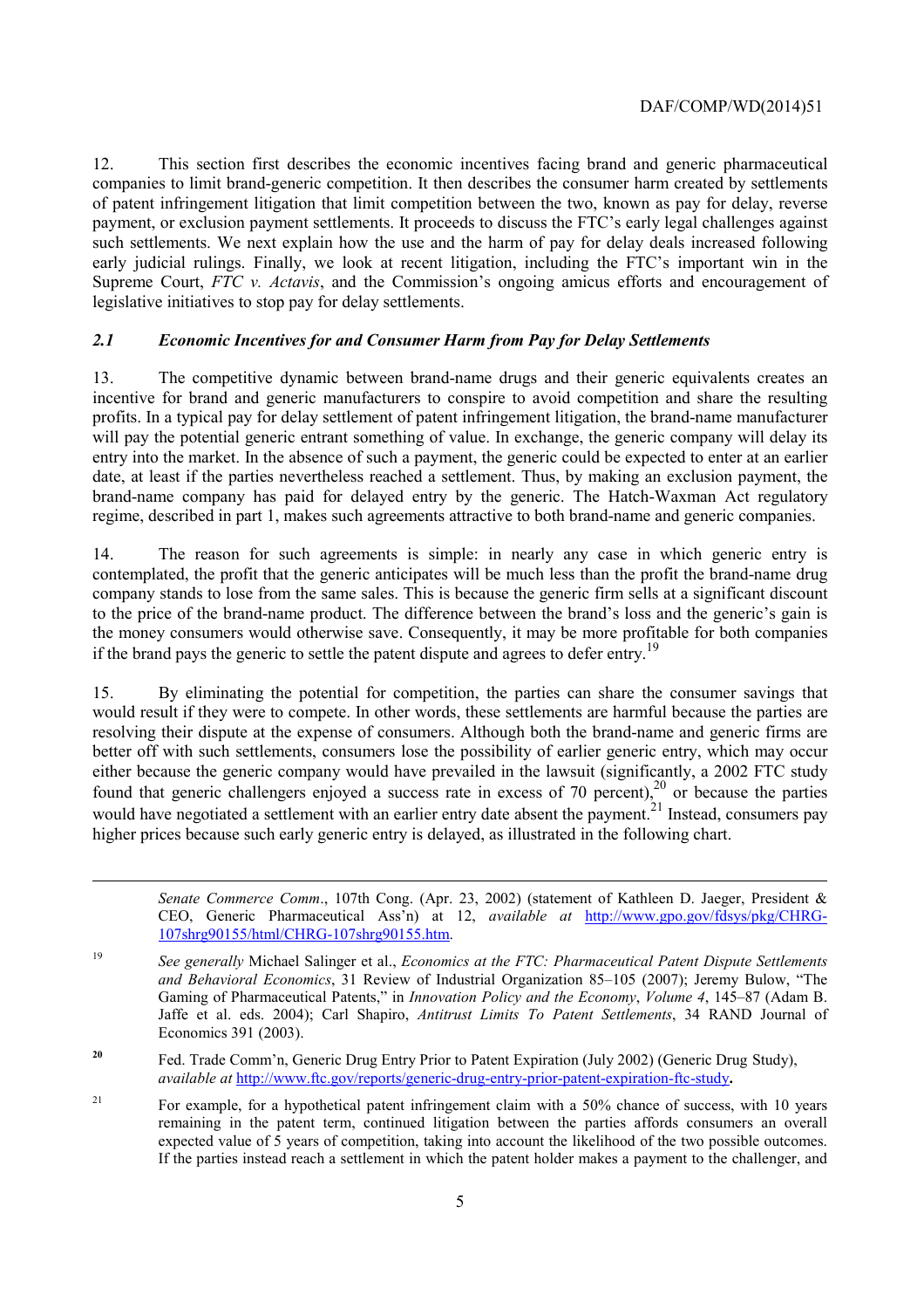12. This section first describes the economic incentives facing brand and generic pharmaceutical companies to limit brand-generic competition. It then describes the consumer harm created by settlements of patent infringement litigation that limit competition between the two, known as pay for delay, reverse payment, or exclusion payment settlements. It proceeds to discuss the FTC's early legal challenges against such settlements. We next explain how the use and the harm of pay for delay deals increased following early judicial rulings. Finally, we look at recent litigation, including the FTC's important win in the Supreme Court, *FTC v. Actavis*, and the Commission's ongoing amicus efforts and encouragement of legislative initiatives to stop pay for delay settlements.

### *2.1 Economic Incentives for and Consumer Harm from Pay for Delay Settlements*

13. The competitive dynamic between brand-name drugs and their generic equivalents creates an incentive for brand and generic manufacturers to conspire to avoid competition and share the resulting profits. In a typical pay for delay settlement of patent infringement litigation, the brand-name manufacturer will pay the potential generic entrant something of value. In exchange, the generic company will delay its entry into the market. In the absence of such a payment, the generic could be expected to enter at an earlier date, at least if the parties nevertheless reached a settlement. Thus, by making an exclusion payment, the brand-name company has paid for delayed entry by the generic. The Hatch-Waxman Act regulatory regime, described in part 1, makes such agreements attractive to both brand-name and generic companies.

14. The reason for such agreements is simple: in nearly any case in which generic entry is contemplated, the profit that the generic anticipates will be much less than the profit the brand-name drug company stands to lose from the same sales. This is because the generic firm sells at a significant discount to the price of the brand-name product. The difference between the brand's loss and the generic's gain is the money consumers would otherwise save. Consequently, it may be more profitable for both companies if the brand pays the generic to settle the patent dispute and agrees to defer entry.[19]

15. By eliminating the potential for competition, the parties can share the consumer savings that would result if they were to compete. In other words, these settlements are harmful because the parties are resolving their dispute at the expense of consumers. Although both the brand-name and generic firms are better off with such settlements, consumers lose the possibility of earlier generic entry, which may occur either because the generic company would have prevailed in the lawsuit (significantly, a 2002 FTC study found that generic challengers enjoyed a success rate in excess of 70 percent),[20] or because the parties would have negotiated a settlement with an earlier entry date absent the payment.[21] Instead, consumers pay higher prices because such early generic entry is delayed, as illustrated in the following chart.

---

*Senate Commerce Comm*., 107th Cong. (Apr. 23, 2002) (statement of Kathleen D. Jaeger, President & CEO, Generic Pharmaceutical Ass'n) at 12, *available at* http://www.gpo.gov/fdsys/pkg/CHRG-107shrg90155/html/CHRG-107shrg90155.htm.

[19] *See generally* Michael Salinger et al., *Economics at the FTC: Pharmaceutical Patent Dispute Settlements and Behavioral Economics*, 31 Review of Industrial Organization 85–105 (2007); Jeremy Bulow, "The Gaming of Pharmaceutical Patents," in *Innovation Policy and the Economy*, *Volume 4*, 145–87 (Adam B. Jaffe et al. eds. 2004); Carl Shapiro, *Antitrust Limits To Patent Settlements*, 34 RAND Journal of Economics 391 (2003).

[20] Fed. Trade Comm'n, Generic Drug Entry Prior to Patent Expiration (July 2002) (Generic Drug Study), *available at* http://www.ftc.gov/reports/generic-drug-entry-prior-patent-expiration-ftc-study.

[21] For example, for a hypothetical patent infringement claim with a 50% chance of success, with 10 years remaining in the patent term, continued litigation between the parties affords consumers an overall expected value of 5 years of competition, taking into account the likelihood of the two possible outcomes. If the parties instead reach a settlement in which the patent holder makes a payment to the challenger, and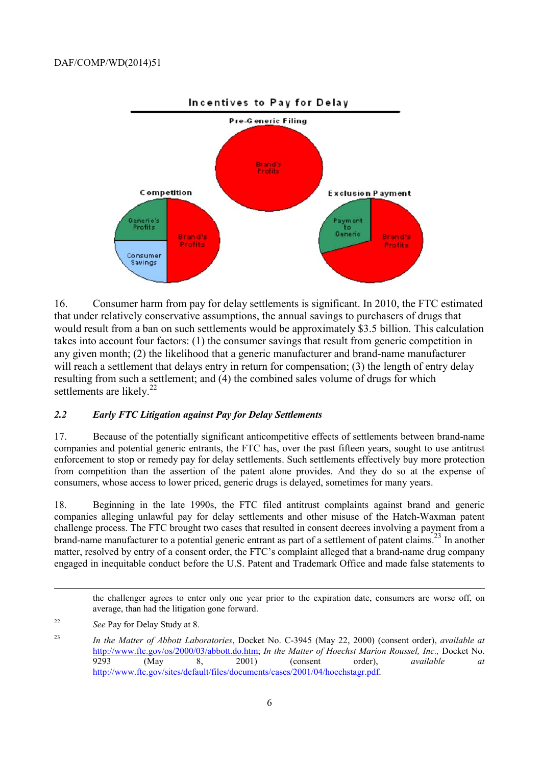**Incentives to Pay for Delay**

Pre-Generic Filing: Brand's Profits

Competition: Generic's Profits; Consumer Savings; Brand's Profits

Exclusion Payment: Payment to Generic; Brand's Profits

16. Consumer harm from pay for delay settlements is significant. In 2010, the FTC estimated that under relatively conservative assumptions, the annual savings to purchasers of drugs that would result from a ban on such settlements would be approximately $3.5 billion. This calculation takes into account four factors: (1) the consumer savings that result from generic competition in any given month; (2) the likelihood that a generic manufacturer and brand-name manufacturer will reach a settlement that delays entry in return for compensation; (3) the length of entry delay resulting from such a settlement; and (4) the combined sales volume of drugs for which settlements are likely.[22]

### *2.2 Early FTC Litigation against Pay for Delay Settlements*

17. Because of the potentially significant anticompetitive effects of settlements between brand-name companies and potential generic entrants, the FTC has, over the past fifteen years, sought to use antitrust enforcement to stop or remedy pay for delay settlements. Such settlements effectively buy more protection from competition than the assertion of the patent alone provides. And they do so at the expense of consumers, whose access to lower priced, generic drugs is delayed, sometimes for many years.

18. Beginning in the late 1990s, the FTC filed antitrust complaints against brand and generic companies alleging unlawful pay for delay settlements and other misuse of the Hatch-Waxman patent challenge process. The FTC brought two cases that resulted in consent decrees involving a payment from a brand-name manufacturer to a potential generic entrant as part of a settlement of patent claims.[23] In another matter, resolved by entry of a consent order, the FTC's complaint alleged that a brand-name drug company engaged in inequitable conduct before the U.S. Patent and Trademark Office and made false statements to

---

the challenger agrees to enter only one year prior to the expiration date, consumers are worse off, on average, than had the litigation gone forward.

[22] *See* Pay for Delay Study at 8.

[23] *In the Matter of Abbott Laboratories*, Docket No. C-3945 (May 22, 2000) (consent order), *available at* http://www.ftc.gov/os/2000/03/abbott.do.htm; *In the Matter of Hoechst Marion Roussel, Inc.,* Docket No. 9293 (May 8, 2001) (consent order), *available at* http://www.ftc.gov/sites/default/files/documents/cases/2001/04/hoechstagr.pdf.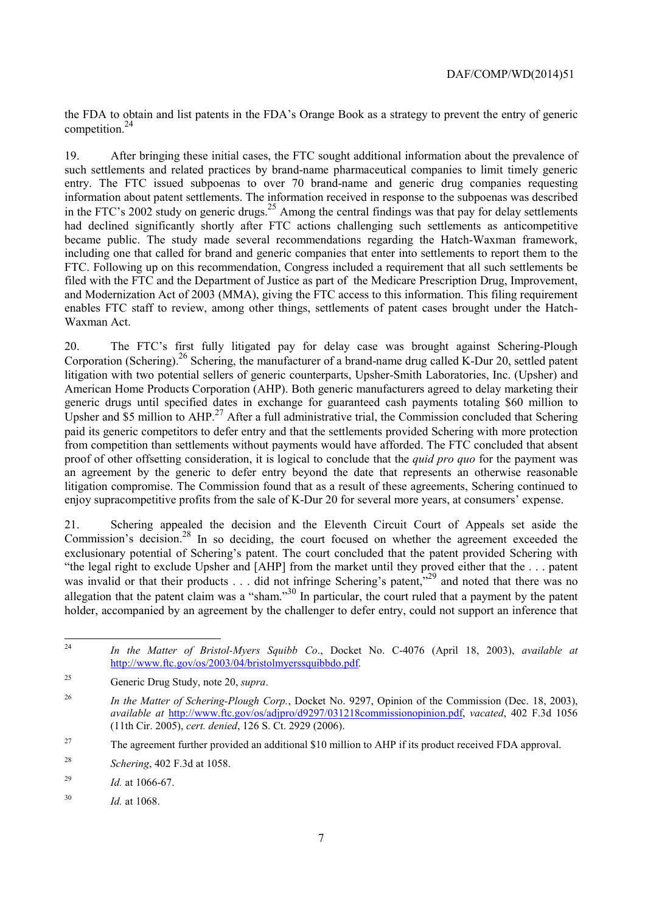the FDA to obtain and list patents in the FDA's Orange Book as a strategy to prevent the entry of generic competition.[24]

19. After bringing these initial cases, the FTC sought additional information about the prevalence of such settlements and related practices by brand-name pharmaceutical companies to limit timely generic entry. The FTC issued subpoenas to over 70 brand-name and generic drug companies requesting information about patent settlements. The information received in response to the subpoenas was described in the FTC's 2002 study on generic drugs.[25] Among the central findings was that pay for delay settlements had declined significantly shortly after FTC actions challenging such settlements as anticompetitive became public. The study made several recommendations regarding the Hatch-Waxman framework, including one that called for brand and generic companies that enter into settlements to report them to the FTC. Following up on this recommendation, Congress included a requirement that all such settlements be filed with the FTC and the Department of Justice as part of the Medicare Prescription Drug, Improvement, and Modernization Act of 2003 (MMA), giving the FTC access to this information. This filing requirement enables FTC staff to review, among other things, settlements of patent cases brought under the Hatch-Waxman Act.

20. The FTC's first fully litigated pay for delay case was brought against Schering-Plough Corporation (Schering).[26] Schering, the manufacturer of a brand-name drug called K-Dur 20, settled patent litigation with two potential sellers of generic counterparts, Upsher-Smith Laboratories, Inc. (Upsher) and American Home Products Corporation (AHP). Both generic manufacturers agreed to delay marketing their generic drugs until specified dates in exchange for guaranteed cash payments totaling \$60 million to Upsher and \$5 million to AHP.[27] After a full administrative trial, the Commission concluded that Schering paid its generic competitors to defer entry and that the settlements provided Schering with more protection from competition than settlements without payments would have afforded. The FTC concluded that absent proof of other offsetting consideration, it is logical to conclude that the *quid pro quo* for the payment was an agreement by the generic to defer entry beyond the date that represents an otherwise reasonable litigation compromise. The Commission found that as a result of these agreements, Schering continued to enjoy supracompetitive profits from the sale of K-Dur 20 for several more years, at consumers' expense.

21. Schering appealed the decision and the Eleventh Circuit Court of Appeals set aside the Commission's decision.[28] In so deciding, the court focused on whether the agreement exceeded the exclusionary potential of Schering's patent. The court concluded that the patent provided Schering with "the legal right to exclude Upsher and [AHP] from the market until they proved either that the . . . patent was invalid or that their products . . . did not infringe Schering's patent,"[29] and noted that there was no allegation that the patent claim was a "sham."[30] In particular, the court ruled that a payment by the patent holder, accompanied by an agreement by the challenger to defer entry, could not support an inference that

---

[24] *In the Matter of Bristol-Myers Squibb Co*., Docket No. C-4076 (April 18, 2003), *available at* http://www.ftc.gov/os/2003/04/bristolmyerssquibbdo.pdf.

[25] Generic Drug Study, note 20, *supra*.

[26] *In the Matter of Schering-Plough Corp.*, Docket No. 9297, Opinion of the Commission (Dec. 18, 2003), *available at* http://www.ftc.gov/os/adjpro/d9297/031218commissionopinion.pdf, *vacated*, 402 F.3d 1056 (11th Cir. 2005), *cert. denied*, 126 S. Ct. 2929 (2006).

[27] The agreement further provided an additional \$10 million to AHP if its product received FDA approval.

[28] *Schering*, 402 F.3d at 1058.

[29] *Id.* at 1066-67.

[30] *Id.* at 1068.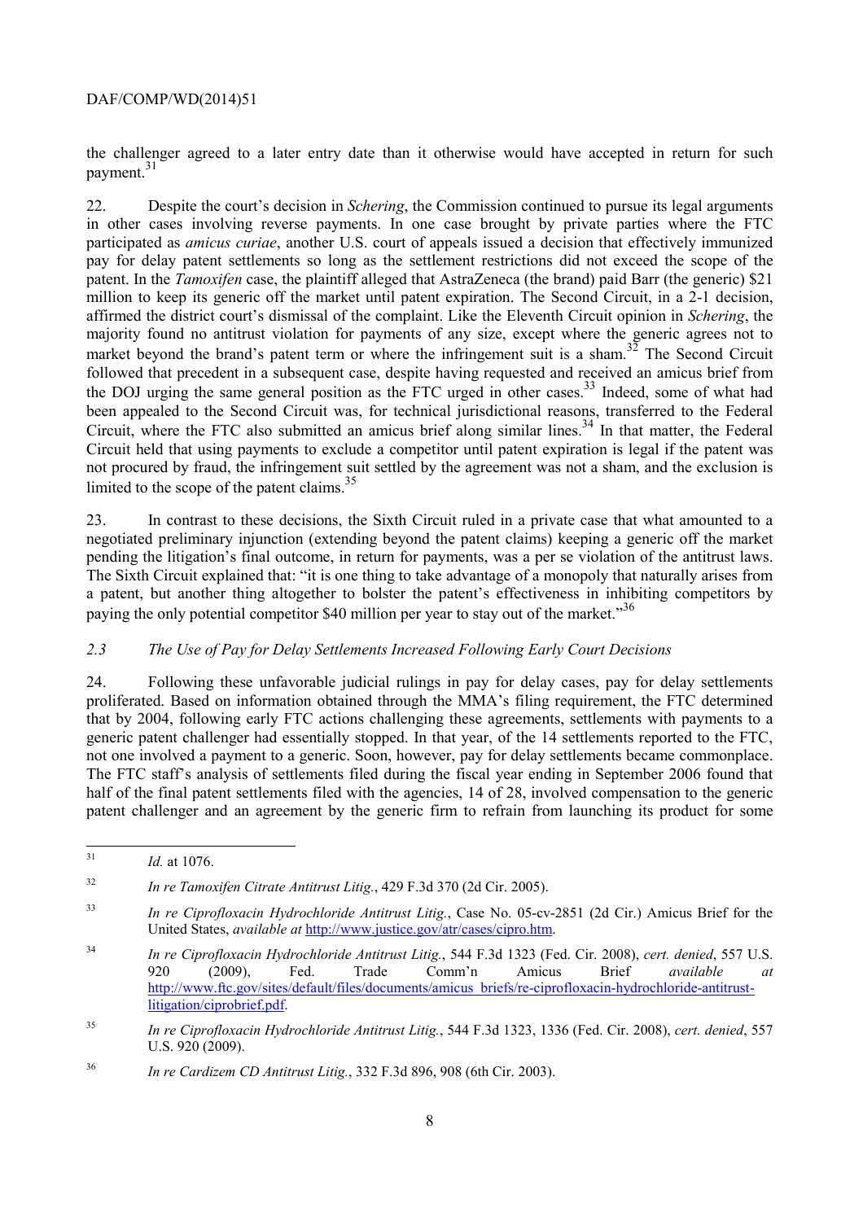the challenger agreed to a later entry date than it otherwise would have accepted in return for such payment.[31]

22. Despite the court's decision in *Schering*, the Commission continued to pursue its legal arguments in other cases involving reverse payments. In one case brought by private parties where the FTC participated as *amicus curiae*, another U.S. court of appeals issued a decision that effectively immunized pay for delay patent settlements so long as the settlement restrictions did not exceed the scope of the patent. In the *Tamoxifen* case, the plaintiff alleged that AstraZeneca (the brand) paid Barr (the generic) $21 million to keep its generic off the market until patent expiration. The Second Circuit, in a 2-1 decision, affirmed the district court's dismissal of the complaint. Like the Eleventh Circuit opinion in *Schering*, the majority found no antitrust violation for payments of any size, except where the generic agrees not to market beyond the brand's patent term or where the infringement suit is a sham.[32] The Second Circuit followed that precedent in a subsequent case, despite having requested and received an amicus brief from the DOJ urging the same general position as the FTC urged in other cases.[33] Indeed, some of what had been appealed to the Second Circuit was, for technical jurisdictional reasons, transferred to the Federal Circuit, where the FTC also submitted an amicus brief along similar lines.[34] In that matter, the Federal Circuit held that using payments to exclude a competitor until patent expiration is legal if the patent was not procured by fraud, the infringement suit settled by the agreement was not a sham, and the exclusion is limited to the scope of the patent claims.[35]

23. In contrast to these decisions, the Sixth Circuit ruled in a private case that what amounted to a negotiated preliminary injunction (extending beyond the patent claims) keeping a generic off the market pending the litigation's final outcome, in return for payments, was a per se violation of the antitrust laws. The Sixth Circuit explained that: "it is one thing to take advantage of a monopoly that naturally arises from a patent, but another thing altogether to bolster the patent's effectiveness in inhibiting competitors by paying the only potential competitor $40 million per year to stay out of the market."[36]

### *2.3 The Use of Pay for Delay Settlements Increased Following Early Court Decisions*

24. Following these unfavorable judicial rulings in pay for delay cases, pay for delay settlements proliferated. Based on information obtained through the MMA's filing requirement, the FTC determined that by 2004, following early FTC actions challenging these agreements, settlements with payments to a generic patent challenger had essentially stopped. In that year, of the 14 settlements reported to the FTC, not one involved a payment to a generic. Soon, however, pay for delay settlements became commonplace. The FTC staff's analysis of settlements filed during the fiscal year ending in September 2006 found that half of the final patent settlements filed with the agencies, 14 of 28, involved compensation to the generic patent challenger and an agreement by the generic firm to refrain from launching its product for some

---

[31] *Id.* at 1076.

[32] *In re Tamoxifen Citrate Antitrust Litig.*, 429 F.3d 370 (2d Cir. 2005).

[33] *In re Ciprofloxacin Hydrochloride Antitrust Litig.*, Case No. 05-cv-2851 (2d Cir.) Amicus Brief for the United States, *available at* http://www.justice.gov/atr/cases/cipro.htm.

[34] *In re Ciprofloxacin Hydrochloride Antitrust Litig.*, 544 F.3d 1323 (Fed. Cir. 2008), *cert. denied*, 557 U.S. 920 (2009), Fed. Trade Comm'n Amicus Brief *available at* http://www.ftc.gov/sites/default/files/documents/amicus_briefs/re-ciprofloxacin-hydrochloride-antitrust-litigation/ciprobrief.pdf.

[35] *In re Ciprofloxacin Hydrochloride Antitrust Litig.*, 544 F.3d 1323, 1336 (Fed. Cir. 2008), *cert. denied*, 557 U.S. 920 (2009).

[36] *In re Cardizem CD Antitrust Litig.*, 332 F.3d 896, 908 (6th Cir. 2003).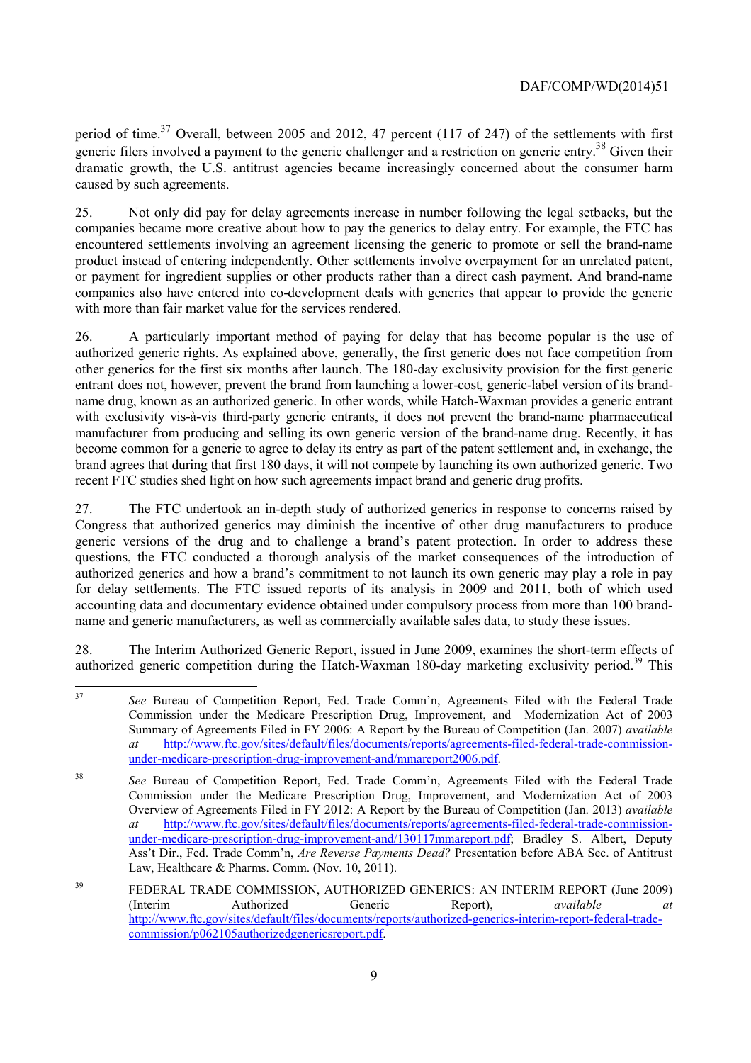period of time.[37] Overall, between 2005 and 2012, 47 percent (117 of 247) of the settlements with first generic filers involved a payment to the generic challenger and a restriction on generic entry.[38] Given their dramatic growth, the U.S. antitrust agencies became increasingly concerned about the consumer harm caused by such agreements.

25. Not only did pay for delay agreements increase in number following the legal setbacks, but the companies became more creative about how to pay the generics to delay entry. For example, the FTC has encountered settlements involving an agreement licensing the generic to promote or sell the brand-name product instead of entering independently. Other settlements involve overpayment for an unrelated patent, or payment for ingredient supplies or other products rather than a direct cash payment. And brand-name companies also have entered into co-development deals with generics that appear to provide the generic with more than fair market value for the services rendered.

26. A particularly important method of paying for delay that has become popular is the use of authorized generic rights. As explained above, generally, the first generic does not face competition from other generics for the first six months after launch. The 180-day exclusivity provision for the first generic entrant does not, however, prevent the brand from launching a lower-cost, generic-label version of its brand-name drug, known as an authorized generic. In other words, while Hatch-Waxman provides a generic entrant with exclusivity vis-à-vis third-party generic entrants, it does not prevent the brand-name pharmaceutical manufacturer from producing and selling its own generic version of the brand-name drug. Recently, it has become common for a generic to agree to delay its entry as part of the patent settlement and, in exchange, the brand agrees that during that first 180 days, it will not compete by launching its own authorized generic. Two recent FTC studies shed light on how such agreements impact brand and generic drug profits.

27. The FTC undertook an in-depth study of authorized generics in response to concerns raised by Congress that authorized generics may diminish the incentive of other drug manufacturers to produce generic versions of the drug and to challenge a brand's patent protection. In order to address these questions, the FTC conducted a thorough analysis of the market consequences of the introduction of authorized generics and how a brand's commitment to not launch its own generic may play a role in pay for delay settlements. The FTC issued reports of its analysis in 2009 and 2011, both of which used accounting data and documentary evidence obtained under compulsory process from more than 100 brand-name and generic manufacturers, as well as commercially available sales data, to study these issues.

28. The Interim Authorized Generic Report, issued in June 2009, examines the short-term effects of authorized generic competition during the Hatch-Waxman 180-day marketing exclusivity period.[39] This

---

[37] *See* Bureau of Competition Report, Fed. Trade Comm'n, Agreements Filed with the Federal Trade Commission under the Medicare Prescription Drug, Improvement, and Modernization Act of 2003 Summary of Agreements Filed in FY 2006: A Report by the Bureau of Competition (Jan. 2007) *available at* http://www.ftc.gov/sites/default/files/documents/reports/agreements-filed-federal-trade-commission-under-medicare-prescription-drug-improvement-and/mmareport2006.pdf.

[38] *See* Bureau of Competition Report, Fed. Trade Comm'n, Agreements Filed with the Federal Trade Commission under the Medicare Prescription Drug, Improvement, and Modernization Act of 2003 Overview of Agreements Filed in FY 2012: A Report by the Bureau of Competition (Jan. 2013) *available at* http://www.ftc.gov/sites/default/files/documents/reports/agreements-filed-federal-trade-commission-under-medicare-prescription-drug-improvement-and/130117mmareport.pdf; Bradley S. Albert, Deputy Ass't Dir., Fed. Trade Comm'n, *Are Reverse Payments Dead?* Presentation before ABA Sec. of Antitrust Law, Healthcare & Pharms. Comm. (Nov. 10, 2011).

[39] FEDERAL TRADE COMMISSION, AUTHORIZED GENERICS: AN INTERIM REPORT (June 2009) (Interim Authorized Generic Report), *available at* http://www.ftc.gov/sites/default/files/documents/reports/authorized-generics-interim-report-federal-trade-commission/p062105authorizedgenericsreport.pdf.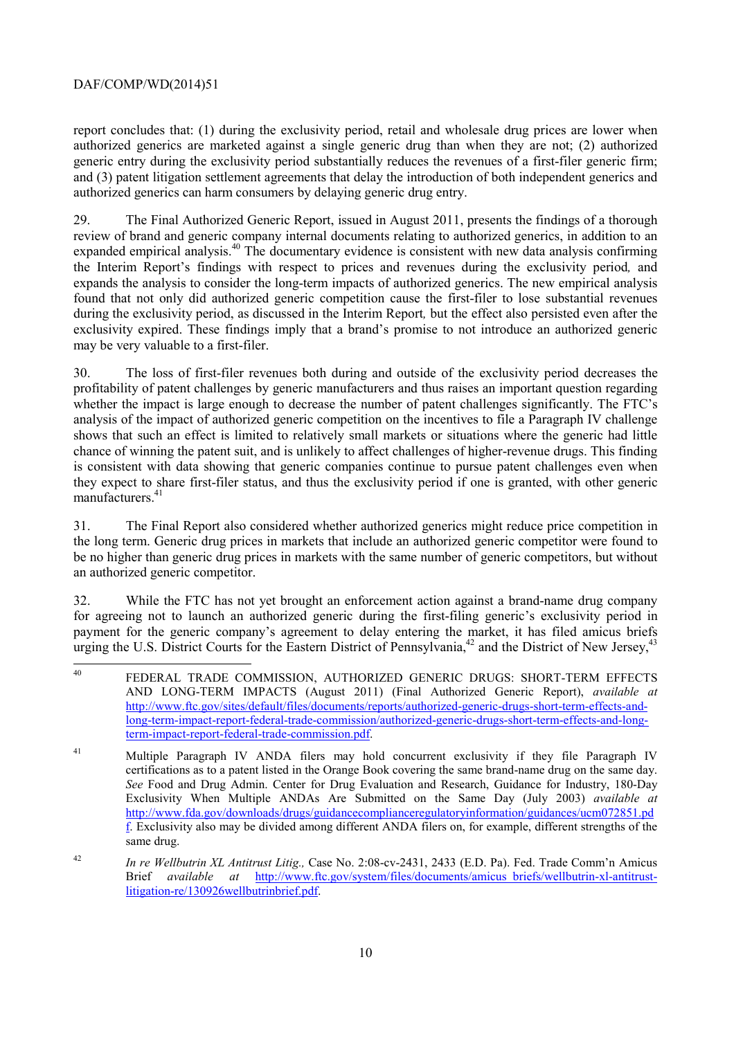report concludes that: (1) during the exclusivity period, retail and wholesale drug prices are lower when authorized generics are marketed against a single generic drug than when they are not; (2) authorized generic entry during the exclusivity period substantially reduces the revenues of a first-filer generic firm; and (3) patent litigation settlement agreements that delay the introduction of both independent generics and authorized generics can harm consumers by delaying generic drug entry.

29. The Final Authorized Generic Report, issued in August 2011, presents the findings of a thorough review of brand and generic company internal documents relating to authorized generics, in addition to an expanded empirical analysis.[40] The documentary evidence is consistent with new data analysis confirming the Interim Report's findings with respect to prices and revenues during the exclusivity period*,* and expands the analysis to consider the long-term impacts of authorized generics. The new empirical analysis found that not only did authorized generic competition cause the first-filer to lose substantial revenues during the exclusivity period, as discussed in the Interim Report*,* but the effect also persisted even after the exclusivity expired. These findings imply that a brand's promise to not introduce an authorized generic may be very valuable to a first-filer.

30. The loss of first-filer revenues both during and outside of the exclusivity period decreases the profitability of patent challenges by generic manufacturers and thus raises an important question regarding whether the impact is large enough to decrease the number of patent challenges significantly. The FTC's analysis of the impact of authorized generic competition on the incentives to file a Paragraph IV challenge shows that such an effect is limited to relatively small markets or situations where the generic had little chance of winning the patent suit, and is unlikely to affect challenges of higher-revenue drugs. This finding is consistent with data showing that generic companies continue to pursue patent challenges even when they expect to share first-filer status, and thus the exclusivity period if one is granted, with other generic manufacturers.[41]

31. The Final Report also considered whether authorized generics might reduce price competition in the long term. Generic drug prices in markets that include an authorized generic competitor were found to be no higher than generic drug prices in markets with the same number of generic competitors, but without an authorized generic competitor.

32. While the FTC has not yet brought an enforcement action against a brand-name drug company for agreeing not to launch an authorized generic during the first-filing generic's exclusivity period in payment for the generic company's agreement to delay entering the market, it has filed amicus briefs urging the U.S. District Courts for the Eastern District of Pennsylvania,[42] and the District of New Jersey,[43]

---

[40] FEDERAL TRADE COMMISSION, AUTHORIZED GENERIC DRUGS: SHORT-TERM EFFECTS AND LONG-TERM IMPACTS (August 2011) (Final Authorized Generic Report), *available at* http://www.ftc.gov/sites/default/files/documents/reports/authorized-generic-drugs-short-term-effects-and-long-term-impact-report-federal-trade-commission/authorized-generic-drugs-short-term-effects-and-long-term-impact-report-federal-trade-commission.pdf.

[41] Multiple Paragraph IV ANDA filers may hold concurrent exclusivity if they file Paragraph IV certifications as to a patent listed in the Orange Book covering the same brand-name drug on the same day. *See* Food and Drug Admin. Center for Drug Evaluation and Research, Guidance for Industry, 180-Day Exclusivity When Multiple ANDAs Are Submitted on the Same Day (July 2003) *available at* http://www.fda.gov/downloads/drugs/guidancecomplianceregulatoryinformation/guidances/ucm072851.pdf. Exclusivity also may be divided among different ANDA filers on, for example, different strengths of the same drug.

[42] *In re Wellbutrin XL Antitrust Litig.,* Case No. 2:08-cv-2431, 2433 (E.D. Pa). Fed. Trade Comm'n Amicus Brief *available at* http://www.ftc.gov/system/files/documents/amicus_briefs/wellbutrin-xl-antitrust-litigation-re/130926wellbutrinbrief.pdf.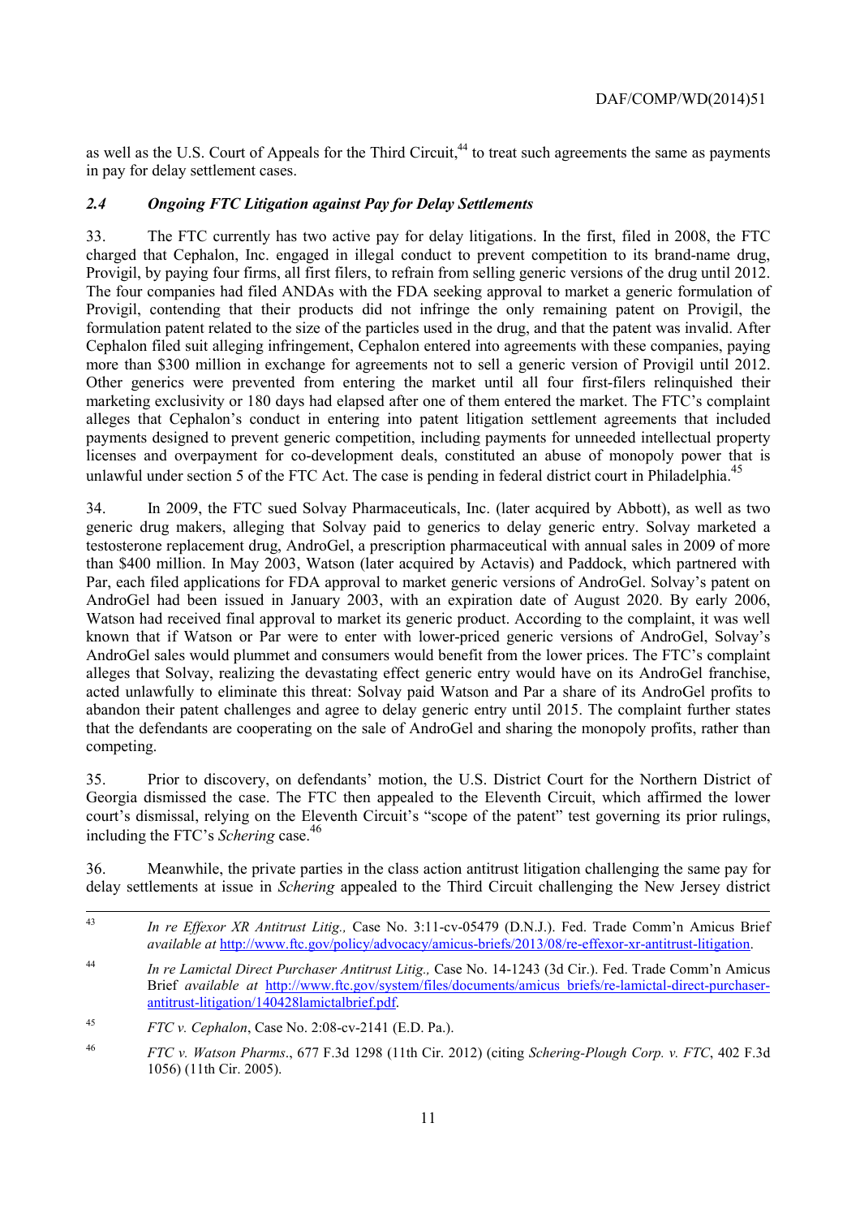as well as the U.S. Court of Appeals for the Third Circuit,[44] to treat such agreements the same as payments in pay for delay settlement cases.

### *2.4 Ongoing FTC Litigation against Pay for Delay Settlements*

33. The FTC currently has two active pay for delay litigations. In the first, filed in 2008, the FTC charged that Cephalon, Inc. engaged in illegal conduct to prevent competition to its brand-name drug, Provigil, by paying four firms, all first filers, to refrain from selling generic versions of the drug until 2012. The four companies had filed ANDAs with the FDA seeking approval to market a generic formulation of Provigil, contending that their products did not infringe the only remaining patent on Provigil, the formulation patent related to the size of the particles used in the drug, and that the patent was invalid. After Cephalon filed suit alleging infringement, Cephalon entered into agreements with these companies, paying more than $300 million in exchange for agreements not to sell a generic version of Provigil until 2012. Other generics were prevented from entering the market until all four first-filers relinquished their marketing exclusivity or 180 days had elapsed after one of them entered the market. The FTC's complaint alleges that Cephalon's conduct in entering into patent litigation settlement agreements that included payments designed to prevent generic competition, including payments for unneeded intellectual property licenses and overpayment for co-development deals, constituted an abuse of monopoly power that is unlawful under section 5 of the FTC Act. The case is pending in federal district court in Philadelphia.[45]

34. In 2009, the FTC sued Solvay Pharmaceuticals, Inc. (later acquired by Abbott), as well as two generic drug makers, alleging that Solvay paid to generics to delay generic entry. Solvay marketed a testosterone replacement drug, AndroGel, a prescription pharmaceutical with annual sales in 2009 of more than $400 million. In May 2003, Watson (later acquired by Actavis) and Paddock, which partnered with Par, each filed applications for FDA approval to market generic versions of AndroGel. Solvay's patent on AndroGel had been issued in January 2003, with an expiration date of August 2020. By early 2006, Watson had received final approval to market its generic product. According to the complaint, it was well known that if Watson or Par were to enter with lower-priced generic versions of AndroGel, Solvay's AndroGel sales would plummet and consumers would benefit from the lower prices. The FTC's complaint alleges that Solvay, realizing the devastating effect generic entry would have on its AndroGel franchise, acted unlawfully to eliminate this threat: Solvay paid Watson and Par a share of its AndroGel profits to abandon their patent challenges and agree to delay generic entry until 2015. The complaint further states that the defendants are cooperating on the sale of AndroGel and sharing the monopoly profits, rather than competing.

35. Prior to discovery, on defendants' motion, the U.S. District Court for the Northern District of Georgia dismissed the case. The FTC then appealed to the Eleventh Circuit, which affirmed the lower court's dismissal, relying on the Eleventh Circuit's "scope of the patent" test governing its prior rulings, including the FTC's *Schering* case.[46]

36. Meanwhile, the private parties in the class action antitrust litigation challenging the same pay for delay settlements at issue in *Schering* appealed to the Third Circuit challenging the New Jersey district

---

[43] *In re Effexor XR Antitrust Litig.,* Case No. 3:11-cv-05479 (D.N.J.). Fed. Trade Comm'n Amicus Brief *available at* http://www.ftc.gov/policy/advocacy/amicus-briefs/2013/08/re-effexor-xr-antitrust-litigation.

[44] *In re Lamictal Direct Purchaser Antitrust Litig.,* Case No. 14-1243 (3d Cir.). Fed. Trade Comm'n Amicus Brief *available at* http://www.ftc.gov/system/files/documents/amicus_briefs/re-lamictal-direct-purchaser-antitrust-litigation/140428lamictalbrief.pdf.

[45] *FTC v. Cephalon*, Case No. 2:08-cv-2141 (E.D. Pa.).

[46] *FTC v. Watson Pharms*., 677 F.3d 1298 (11th Cir. 2012) (citing *Schering-Plough Corp. v. FTC*, 402 F.3d 1056) (11th Cir. 2005).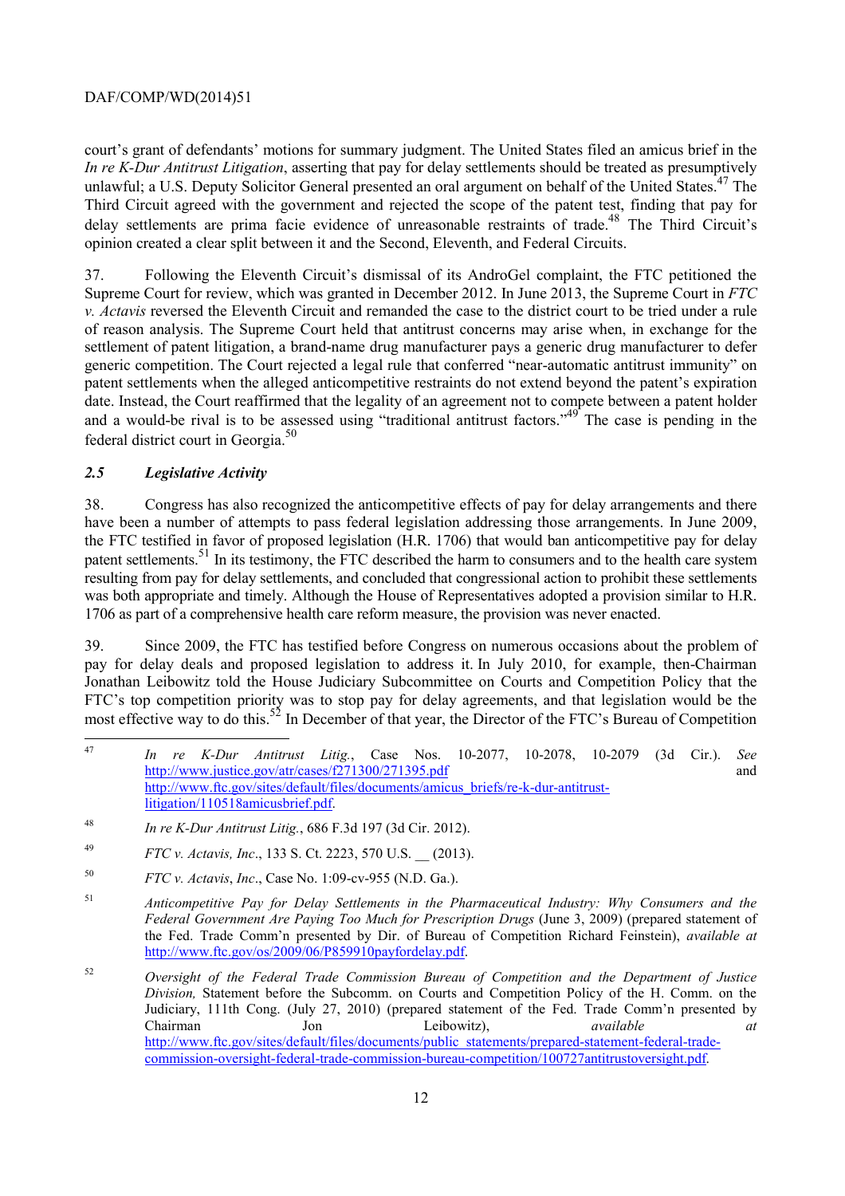court's grant of defendants' motions for summary judgment. The United States filed an amicus brief in the *In re K-Dur Antitrust Litigation*, asserting that pay for delay settlements should be treated as presumptively unlawful; a U.S. Deputy Solicitor General presented an oral argument on behalf of the United States.[47] The Third Circuit agreed with the government and rejected the scope of the patent test, finding that pay for delay settlements are prima facie evidence of unreasonable restraints of trade.[48] The Third Circuit's opinion created a clear split between it and the Second, Eleventh, and Federal Circuits.

37. Following the Eleventh Circuit's dismissal of its AndroGel complaint, the FTC petitioned the Supreme Court for review, which was granted in December 2012. In June 2013, the Supreme Court in *FTC v. Actavis* reversed the Eleventh Circuit and remanded the case to the district court to be tried under a rule of reason analysis. The Supreme Court held that antitrust concerns may arise when, in exchange for the settlement of patent litigation, a brand-name drug manufacturer pays a generic drug manufacturer to defer generic competition. The Court rejected a legal rule that conferred "near-automatic antitrust immunity" on patent settlements when the alleged anticompetitive restraints do not extend beyond the patent's expiration date. Instead, the Court reaffirmed that the legality of an agreement not to compete between a patent holder and a would-be rival is to be assessed using "traditional antitrust factors."[49] The case is pending in the federal district court in Georgia.[50]

### *2.5 Legislative Activity*

38. Congress has also recognized the anticompetitive effects of pay for delay arrangements and there have been a number of attempts to pass federal legislation addressing those arrangements. In June 2009, the FTC testified in favor of proposed legislation (H.R. 1706) that would ban anticompetitive pay for delay patent settlements.[51] In its testimony, the FTC described the harm to consumers and to the health care system resulting from pay for delay settlements, and concluded that congressional action to prohibit these settlements was both appropriate and timely. Although the House of Representatives adopted a provision similar to H.R. 1706 as part of a comprehensive health care reform measure, the provision was never enacted.

39. Since 2009, the FTC has testified before Congress on numerous occasions about the problem of pay for delay deals and proposed legislation to address it. In July 2010, for example, then-Chairman Jonathan Leibowitz told the House Judiciary Subcommittee on Courts and Competition Policy that the FTC's top competition priority was to stop pay for delay agreements, and that legislation would be the most effective way to do this.[52] In December of that year, the Director of the FTC's Bureau of Competition

---

[47] *In re K-Dur Antitrust Litig.*, Case Nos. 10-2077, 10-2078, 10-2079 (3d Cir.). *See* http://www.justice.gov/atr/cases/f271300/271395.pdf and http://www.ftc.gov/sites/default/files/documents/amicus_briefs/re-k-dur-antitrust-litigation/110518amicusbrief.pdf.

[48] *In re K-Dur Antitrust Litig.*, 686 F.3d 197 (3d Cir. 2012).

[49] *FTC v. Actavis, Inc.*, 133 S. Ct. 2223, 570 U.S. __ (2013).

[50] *FTC v. Actavis*, *Inc*., Case No. 1:09-cv-955 (N.D. Ga.).

[51] *Anticompetitive Pay for Delay Settlements in the Pharmaceutical Industry: Why Consumers and the Federal Government Are Paying Too Much for Prescription Drugs* (June 3, 2009) (prepared statement of the Fed. Trade Comm'n presented by Dir. of Bureau of Competition Richard Feinstein), *available at* http://www.ftc.gov/os/2009/06/P859910payfordelay.pdf.

[52] *Oversight of the Federal Trade Commission Bureau of Competition and the Department of Justice Division,* Statement before the Subcomm. on Courts and Competition Policy of the H. Comm. on the Judiciary, 111th Cong. (July 27, 2010) (prepared statement of the Fed. Trade Comm'n presented by Chairman Jon Leibowitz), *available at* http://www.ftc.gov/sites/default/files/documents/public_statements/prepared-statement-federal-trade-commission-oversight-federal-trade-commission-bureau-competition/100727antitrustoversight.pdf.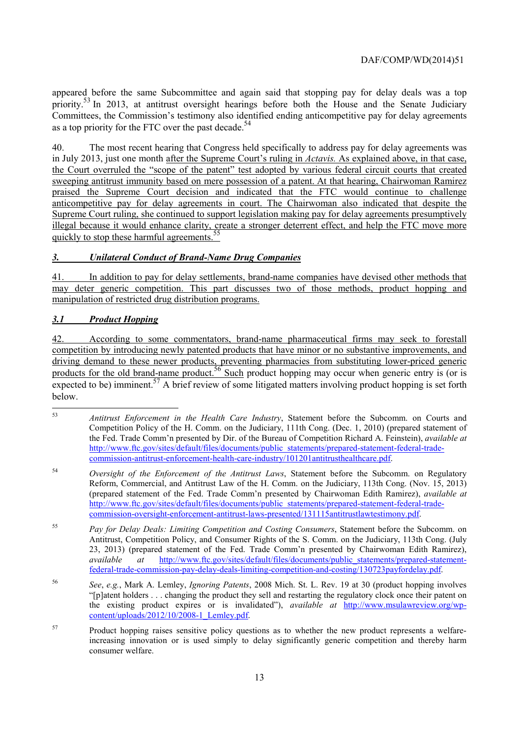appeared before the same Subcommittee and again said that stopping pay for delay deals was a top priority.[53] In 2013, at antitrust oversight hearings before both the House and the Senate Judiciary Committees, the Commission's testimony also identified ending anticompetitive pay for delay agreements as a top priority for the FTC over the past decade.[54]

40. The most recent hearing that Congress held specifically to address pay for delay agreements was in July 2013, just one month after the Supreme Court's ruling in *Actavis.* As explained above, in that case, the Court overruled the "scope of the patent" test adopted by various federal circuit courts that created sweeping antitrust immunity based on mere possession of a patent. At that hearing, Chairwoman Ramirez praised the Supreme Court decision and indicated that the FTC would continue to challenge anticompetitive pay for delay agreements in court. The Chairwoman also indicated that despite the Supreme Court ruling, she continued to support legislation making pay for delay agreements presumptively illegal because it would enhance clarity, create a stronger deterrent effect, and help the FTC move more quickly to stop these harmful agreements.[55]

### *3. Unilateral Conduct of Brand-Name Drug Companies*

41. In addition to pay for delay settlements, brand-name companies have devised other methods that may deter generic competition. This part discusses two of those methods, product hopping and manipulation of restricted drug distribution programs.

#### *3.1 Product Hopping*

42. According to some commentators, brand-name pharmaceutical firms may seek to forestall competition by introducing newly patented products that have minor or no substantive improvements, and driving demand to these newer products, preventing pharmacies from substituting lower-priced generic products for the old brand-name product.[56] Such product hopping may occur when generic entry is (or is expected to be) imminent.[57] A brief review of some litigated matters involving product hopping is set forth below.

---

[53] *Antitrust Enforcement in the Health Care Industry*, Statement before the Subcomm. on Courts and Competition Policy of the H. Comm. on the Judiciary, 111th Cong. (Dec. 1, 2010) (prepared statement of the Fed. Trade Comm'n presented by Dir. of the Bureau of Competition Richard A. Feinstein), *available at* http://www.ftc.gov/sites/default/files/documents/public_statements/prepared-statement-federal-trade-commission-antitrust-enforcement-health-care-industry/101201antitrusthealthcare.pdf.

[54] *Oversight of the Enforcement of the Antitrust Laws*, Statement before the Subcomm. on Regulatory Reform, Commercial, and Antitrust Law of the H. Comm. on the Judiciary, 113th Cong. (Nov. 15, 2013) (prepared statement of the Fed. Trade Comm'n presented by Chairwoman Edith Ramirez), *available at* http://www.ftc.gov/sites/default/files/documents/public_statements/prepared-statement-federal-trade-commission-oversight-enforcement-antitrust-laws-presented/131115antitrustlawtestimony.pdf.

[55] *Pay for Delay Deals: Limiting Competition and Costing Consumers*, Statement before the Subcomm. on Antitrust, Competition Policy, and Consumer Rights of the S. Comm. on the Judiciary, 113th Cong. (July 23, 2013) (prepared statement of the Fed. Trade Comm'n presented by Chairwoman Edith Ramirez), *available at* http://www.ftc.gov/sites/default/files/documents/public_statements/prepared-statement-federal-trade-commission-pay-delay-deals-limiting-competition-and-costing/130723payfordelay.pdf.

[56] *See*, *e.g.*, Mark A. Lemley, *Ignoring Patents*, 2008 Mich. St. L. Rev. 19 at 30 (product hopping involves "[p]atent holders . . . changing the product they sell and restarting the regulatory clock once their patent on the existing product expires or is invalidated"), *available at* http://www.msulawreview.org/wp-content/uploads/2012/10/2008-1_Lemley.pdf.

[57] Product hopping raises sensitive policy questions as to whether the new product represents a welfare-increasing innovation or is used simply to delay significantly generic competition and thereby harm consumer welfare.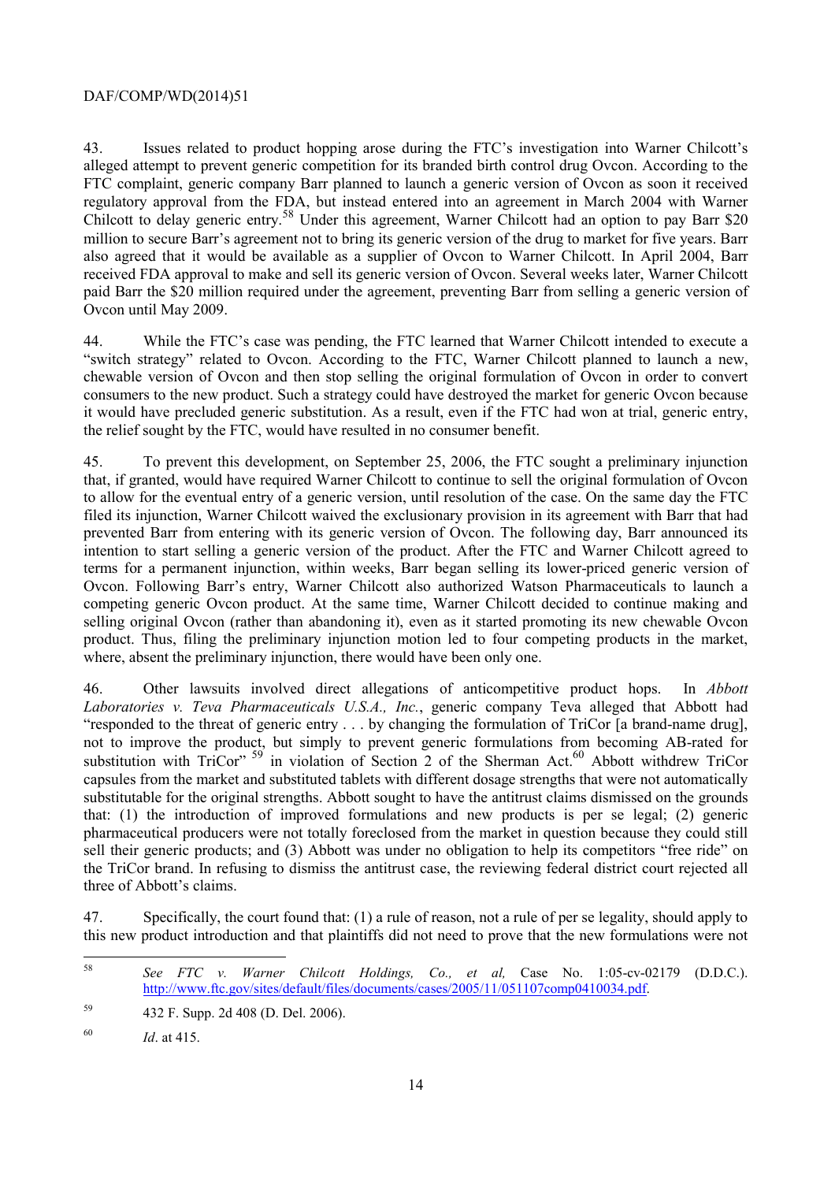43. Issues related to product hopping arose during the FTC's investigation into Warner Chilcott's alleged attempt to prevent generic competition for its branded birth control drug Ovcon. According to the FTC complaint, generic company Barr planned to launch a generic version of Ovcon as soon as it received regulatory approval from the FDA, but instead entered into an agreement in March 2004 with Warner Chilcott to delay generic entry.[58] Under this agreement, Warner Chilcott had an option to pay Barr $20 million to secure Barr's agreement not to bring its generic version of the drug to market for five years. Barr also agreed that it would be available as a supplier of Ovcon to Warner Chilcott. In April 2004, Barr received FDA approval to make and sell its generic version of Ovcon. Several weeks later, Warner Chilcott paid Barr the $20 million required under the agreement, preventing Barr from selling a generic version of Ovcon until May 2009.

44. While the FTC's case was pending, the FTC learned that Warner Chilcott intended to execute a "switch strategy" related to Ovcon. According to the FTC, Warner Chilcott planned to launch a new, chewable version of Ovcon and then stop selling the original formulation of Ovcon in order to convert consumers to the new product. Such a strategy could have destroyed the market for generic Ovcon because it would have precluded generic substitution. As a result, even if the FTC had won at trial, generic entry, the relief sought by the FTC, would have resulted in no consumer benefit.

45. To prevent this development, on September 25, 2006, the FTC sought a preliminary injunction that, if granted, would have required Warner Chilcott to continue to sell the original formulation of Ovcon to allow for the eventual entry of a generic version, until resolution of the case. On the same day the FTC filed its injunction, Warner Chilcott waived the exclusionary provision in its agreement with Barr that had prevented Barr from entering with its generic version of Ovcon. The following day, Barr announced its intention to start selling a generic version of the product. After the FTC and Warner Chilcott agreed to terms for a permanent injunction, within weeks, Barr began selling its lower-priced generic version of Ovcon. Following Barr's entry, Warner Chilcott also authorized Watson Pharmaceuticals to launch a competing generic Ovcon product. At the same time, Warner Chilcott decided to continue making and selling original Ovcon (rather than abandoning it), even as it started promoting its new chewable Ovcon product. Thus, filing the preliminary injunction motion led to four competing products in the market, where, absent the preliminary injunction, there would have been only one.

46. Other lawsuits involved direct allegations of anticompetitive product hops. In *Abbott Laboratories v. Teva Pharmaceuticals U.S.A., Inc.*, generic company Teva alleged that Abbott had "responded to the threat of generic entry . . . by changing the formulation of TriCor [a brand-name drug], not to improve the product, but simply to prevent generic formulations from becoming AB-rated for substitution with TriCor" [59] in violation of Section 2 of the Sherman Act.[60] Abbott withdrew TriCor capsules from the market and substituted tablets with different dosage strengths that were not automatically substitutable for the original strengths. Abbott sought to have the antitrust claims dismissed on the grounds that: (1) the introduction of improved formulations and new products is per se legal; (2) generic pharmaceutical producers were not totally foreclosed from the market in question because they could still sell their generic products; and (3) Abbott was under no obligation to help its competitors "free ride" on the TriCor brand. In refusing to dismiss the antitrust case, the reviewing federal district court rejected all three of Abbott's claims.

47. Specifically, the court found that: (1) a rule of reason, not a rule of per se legality, should apply to this new product introduction and that plaintiffs did not need to prove that the new formulations were not

---

[58] *See FTC v. Warner Chilcott Holdings, Co., et al,* Case No. 1:05-cv-02179 (D.D.C.). http://www.ftc.gov/sites/default/files/documents/cases/2005/11/051107comp0410034.pdf.

[59] 432 F. Supp. 2d 408 (D. Del. 2006).

[60] *Id*. at 415.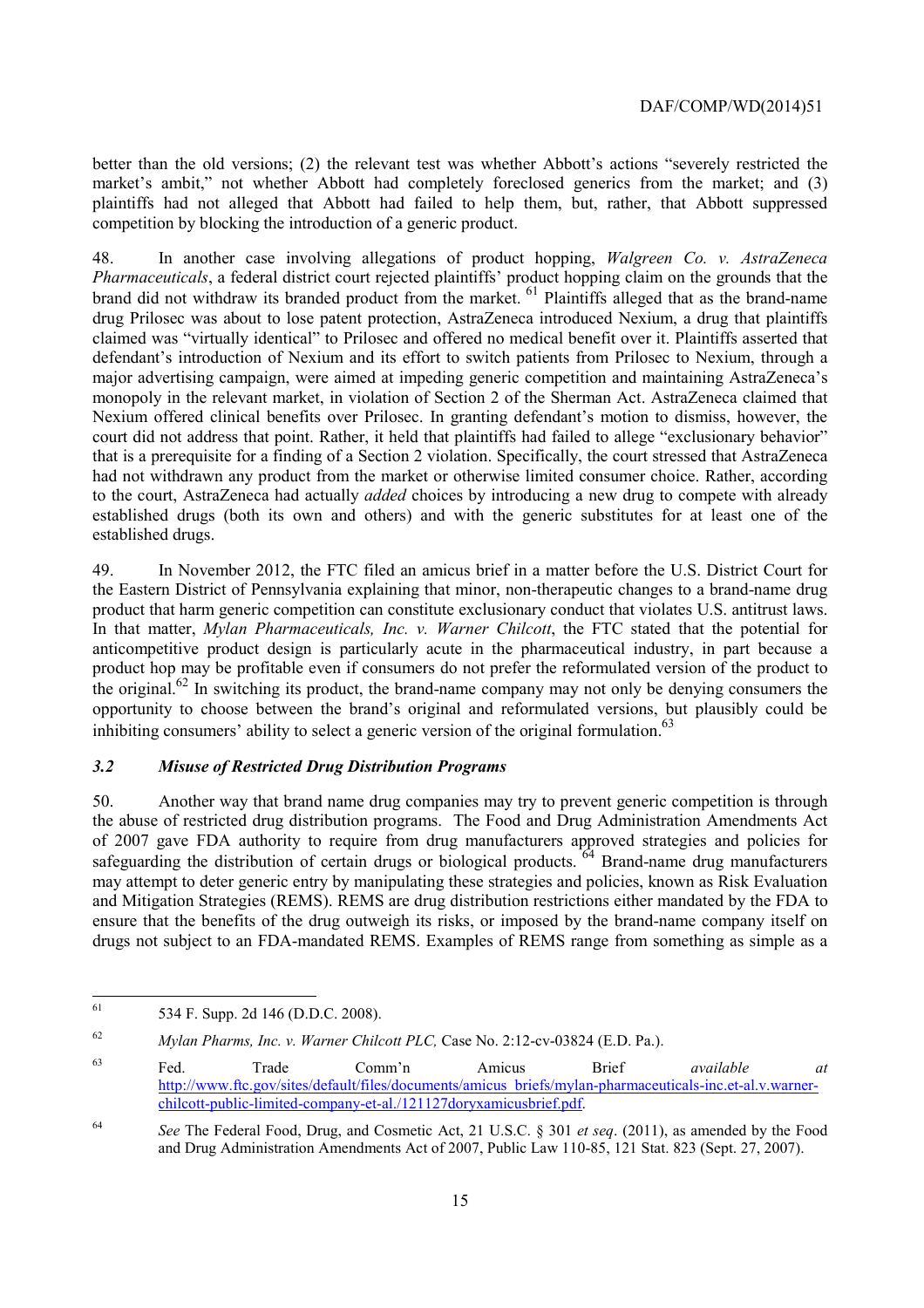better than the old versions; (2) the relevant test was whether Abbott's actions "severely restricted the market's ambit," not whether Abbott had completely foreclosed generics from the market; and (3) plaintiffs had not alleged that Abbott had failed to help them, but, rather, that Abbott suppressed competition by blocking the introduction of a generic product.

48. In another case involving allegations of product hopping, *Walgreen Co. v. AstraZeneca Pharmaceuticals*, a federal district court rejected plaintiffs' product hopping claim on the grounds that the brand did not withdraw its branded product from the market. [61] Plaintiffs alleged that as the brand-name drug Prilosec was about to lose patent protection, AstraZeneca introduced Nexium, a drug that plaintiffs claimed was "virtually identical" to Prilosec and offered no medical benefit over it. Plaintiffs asserted that defendant's introduction of Nexium and its effort to switch patients from Prilosec to Nexium, through a major advertising campaign, were aimed at impeding generic competition and maintaining AstraZeneca's monopoly in the relevant market, in violation of Section 2 of the Sherman Act. AstraZeneca claimed that Nexium offered clinical benefits over Prilosec. In granting defendant's motion to dismiss, however, the court did not address that point. Rather, it held that plaintiffs had failed to allege "exclusionary behavior" that is a prerequisite for a finding of a Section 2 violation. Specifically, the court stressed that AstraZeneca had not withdrawn any product from the market or otherwise limited consumer choice. Rather, according to the court, AstraZeneca had actually *added* choices by introducing a new drug to compete with already established drugs (both its own and others) and with the generic substitutes for at least one of the established drugs.

49. In November 2012, the FTC filed an amicus brief in a matter before the U.S. District Court for the Eastern District of Pennsylvania explaining that minor, non-therapeutic changes to a brand-name drug product that harm generic competition can constitute exclusionary conduct that violates U.S. antitrust laws. In that matter, *Mylan Pharmaceuticals, Inc. v. Warner Chilcott*, the FTC stated that the potential for anticompetitive product design is particularly acute in the pharmaceutical industry, in part because a product hop may be profitable even if consumers do not prefer the reformulated version of the product to the original.[62] In switching its product, the brand-name company may not only be denying consumers the opportunity to choose between the brand's original and reformulated versions, but plausibly could be inhibiting consumers' ability to select a generic version of the original formulation.[63]

### *3.2 Misuse of Restricted Drug Distribution Programs*

50. Another way that brand name drug companies may try to prevent generic competition is through the abuse of restricted drug distribution programs. The Food and Drug Administration Amendments Act of 2007 gave FDA authority to require from drug manufacturers approved strategies and policies for safeguarding the distribution of certain drugs or biological products. [64] Brand-name drug manufacturers may attempt to deter generic entry by manipulating these strategies and policies, known as Risk Evaluation and Mitigation Strategies (REMS). REMS are drug distribution restrictions either mandated by the FDA to ensure that the benefits of the drug outweigh its risks, or imposed by the brand-name company itself on drugs not subject to an FDA-mandated REMS. Examples of REMS range from something as simple as a

---

[61] 534 F. Supp. 2d 146 (D.D.C. 2008).

[62] *Mylan Pharms, Inc. v. Warner Chilcott PLC,* Case No. 2:12-cv-03824 (E.D. Pa.).

[63] Fed. Trade Comm'n Amicus Brief *available at* http://www.ftc.gov/sites/default/files/documents/amicus_briefs/mylan-pharmaceuticals-inc.et-al.v.warner-chilcott-public-limited-company-et-al./121127doryxamicusbrief.pdf.

[64] *See* The Federal Food, Drug, and Cosmetic Act, 21 U.S.C. § 301 *et seq*. (2011), as amended by the Food and Drug Administration Amendments Act of 2007, Public Law 110-85, 121 Stat. 823 (Sept. 27, 2007).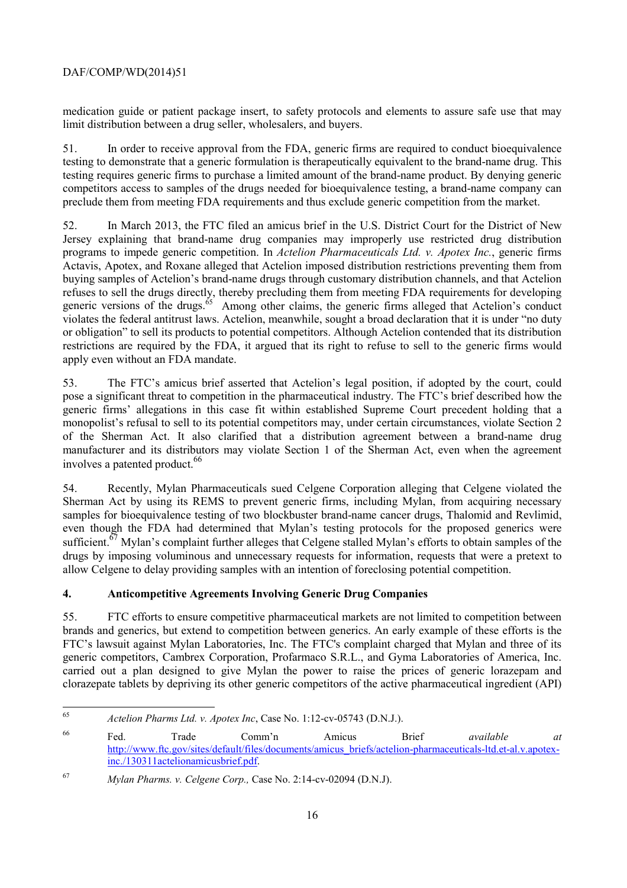medication guide or patient package insert, to safety protocols and elements to assure safe use that may limit distribution between a drug seller, wholesalers, and buyers.

51. In order to receive approval from the FDA, generic firms are required to conduct bioequivalence testing to demonstrate that a generic formulation is therapeutically equivalent to the brand-name drug. This testing requires generic firms to purchase a limited amount of the brand-name product. By denying generic competitors access to samples of the drugs needed for bioequivalence testing, a brand-name company can preclude them from meeting FDA requirements and thus exclude generic competition from the market.

52. In March 2013, the FTC filed an amicus brief in the U.S. District Court for the District of New Jersey explaining that brand-name drug companies may improperly use restricted drug distribution programs to impede generic competition. In *Actelion Pharmaceuticals Ltd. v. Apotex Inc.*, generic firms Actavis, Apotex, and Roxane alleged that Actelion imposed distribution restrictions preventing them from buying samples of Actelion's brand-name drugs through customary distribution channels, and that Actelion refuses to sell the drugs directly, thereby precluding them from meeting FDA requirements for developing generic versions of the drugs.[65] Among other claims, the generic firms alleged that Actelion's conduct violates the federal antitrust laws. Actelion, meanwhile, sought a broad declaration that it is under "no duty or obligation" to sell its products to potential competitors. Although Actelion contended that its distribution restrictions are required by the FDA, it argued that its right to refuse to sell to the generic firms would apply even without an FDA mandate.

53. The FTC's amicus brief asserted that Actelion's legal position, if adopted by the court, could pose a significant threat to competition in the pharmaceutical industry. The FTC's brief described how the generic firms' allegations in this case fit within established Supreme Court precedent holding that a monopolist's refusal to sell to its potential competitors may, under certain circumstances, violate Section 2 of the Sherman Act. It also clarified that a distribution agreement between a brand-name drug manufacturer and its distributors may violate Section 1 of the Sherman Act, even when the agreement involves a patented product.[66]

54. Recently, Mylan Pharmaceuticals sued Celgene Corporation alleging that Celgene violated the Sherman Act by using its REMS to prevent generic firms, including Mylan, from acquiring necessary samples for bioequivalence testing of two blockbuster brand-name cancer drugs, Thalomid and Revlimid, even though the FDA had determined that Mylan's testing protocols for the proposed generics were sufficient.[67] Mylan's complaint further alleges that Celgene stalled Mylan's efforts to obtain samples of the drugs by imposing voluminous and unnecessary requests for information, requests that were a pretext to allow Celgene to delay providing samples with an intention of foreclosing potential competition.

### 4. Anticompetitive Agreements Involving Generic Drug Companies

55. FTC efforts to ensure competitive pharmaceutical markets are not limited to competition between brands and generics, but extend to competition between generics. An early example of these efforts is the FTC's lawsuit against Mylan Laboratories, Inc. The FTC's complaint charged that Mylan and three of its generic competitors, Cambrex Corporation, Profarmaco S.R.L., and Gyma Laboratories of America, Inc. carried out a plan designed to give Mylan the power to raise the prices of generic lorazepam and clorazepate tablets by depriving its other generic competitors of the active pharmaceutical ingredient (API)

---

65 *Actelion Pharms Ltd. v. Apotex Inc*, Case No. 1:12-cv-05743 (D.N.J.).

66 Fed. Trade Comm'n Amicus Brief *available at* http://www.ftc.gov/sites/default/files/documents/amicus_briefs/actelion-pharmaceuticals-ltd.et-al.v.apotex-inc./130311actelionamicusbrief.pdf.

67 *Mylan Pharms. v. Celgene Corp.,* Case No. 2:14-cv-02094 (D.N.J).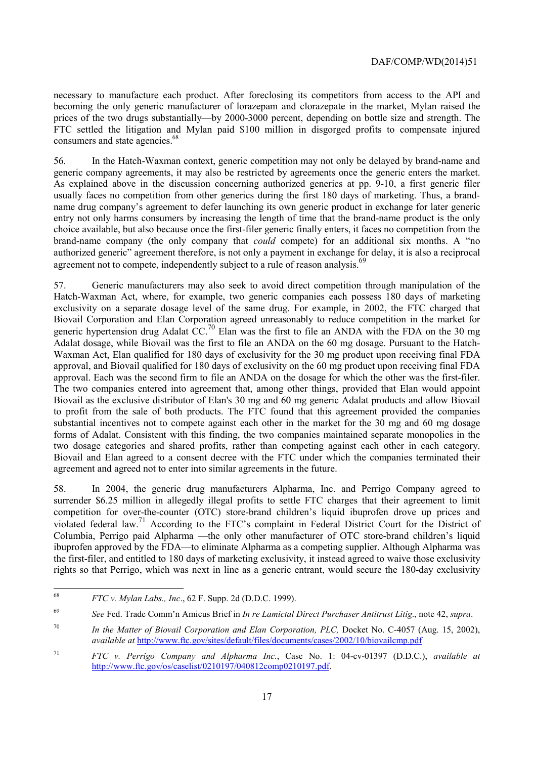necessary to manufacture each product. After foreclosing its competitors from access to the API and becoming the only generic manufacturer of lorazepam and clorazepate in the market, Mylan raised the prices of the two drugs substantially—by 2000-3000 percent, depending on bottle size and strength. The FTC settled the litigation and Mylan paid $100 million in disgorged profits to compensate injured consumers and state agencies.[68]

56. In the Hatch-Waxman context, generic competition may not only be delayed by brand-name and generic company agreements, it may also be restricted by agreements once the generic enters the market. As explained above in the discussion concerning authorized generics at pp. 9-10, a first generic filer usually faces no competition from other generics during the first 180 days of marketing. Thus, a brand-name drug company's agreement to defer launching its own generic product in exchange for later generic entry not only harms consumers by increasing the length of time that the brand-name product is the only choice available, but also because once the first-filer generic finally enters, it faces no competition from the brand-name company (the only company that *could* compete) for an additional six months. A "no authorized generic" agreement therefore, is not only a payment in exchange for delay, it is also a reciprocal agreement not to compete, independently subject to a rule of reason analysis.[69]

57. Generic manufacturers may also seek to avoid direct competition through manipulation of the Hatch-Waxman Act, where, for example, two generic companies each possess 180 days of marketing exclusivity on a separate dosage level of the same drug. For example, in 2002, the FTC charged that Biovail Corporation and Elan Corporation agreed unreasonably to reduce competition in the market for generic hypertension drug Adalat CC.[70] Elan was the first to file an ANDA with the FDA on the 30 mg Adalat dosage, while Biovail was the first to file an ANDA on the 60 mg dosage. Pursuant to the Hatch-Waxman Act, Elan qualified for 180 days of exclusivity for the 30 mg product upon receiving final FDA approval, and Biovail qualified for 180 days of exclusivity on the 60 mg product upon receiving final FDA approval. Each was the second firm to file an ANDA on the dosage for which the other was the first-filer. The two companies entered into agreement that, among other things, provided that Elan would appoint Biovail as the exclusive distributor of Elan's 30 mg and 60 mg generic Adalat products and allow Biovail to profit from the sale of both products. The FTC found that this agreement provided the companies substantial incentives not to compete against each other in the market for the 30 mg and 60 mg dosage forms of Adalat. Consistent with this finding, the two companies maintained separate monopolies in the two dosage categories and shared profits, rather than competing against each other in each category. Biovail and Elan agreed to a consent decree with the FTC under which the companies terminated their agreement and agreed not to enter into similar agreements in the future.

58. In 2004, the generic drug manufacturers Alpharma, Inc. and Perrigo Company agreed to surrender $6.25 million in allegedly illegal profits to settle FTC charges that their agreement to limit competition for over-the-counter (OTC) store-brand children's liquid ibuprofen drove up prices and violated federal law.[71] According to the FTC's complaint in Federal District Court for the District of Columbia, Perrigo paid Alpharma —the only other manufacturer of OTC store-brand children's liquid ibuprofen approved by the FDA—to eliminate Alpharma as a competing supplier. Although Alpharma was the first-filer, and entitled to 180 days of marketing exclusivity, it instead agreed to waive those exclusivity rights so that Perrigo, which was next in line as a generic entrant, would secure the 180-day exclusivity

---

[68] *FTC v. Mylan Labs., Inc*., 62 F. Supp. 2d (D.D.C. 1999).

[69] *See* Fed. Trade Comm'n Amicus Brief in *In re Lamictal Direct Purchaser Antitrust Litig*., note 42, *supra*.

[70] *In the Matter of Biovail Corporation and Elan Corporation, PLC,* Docket No. C-4057 (Aug. 15, 2002), *available at* http://www.ftc.gov/sites/default/files/documents/cases/2002/10/biovailcmp.pdf

[71] *FTC v. Perrigo Company and Alpharma Inc.*, Case No. 1: 04-cv-01397 (D.D.C.), *available at* http://www.ftc.gov/os/caselist/0210197/040812comp0210197.pdf.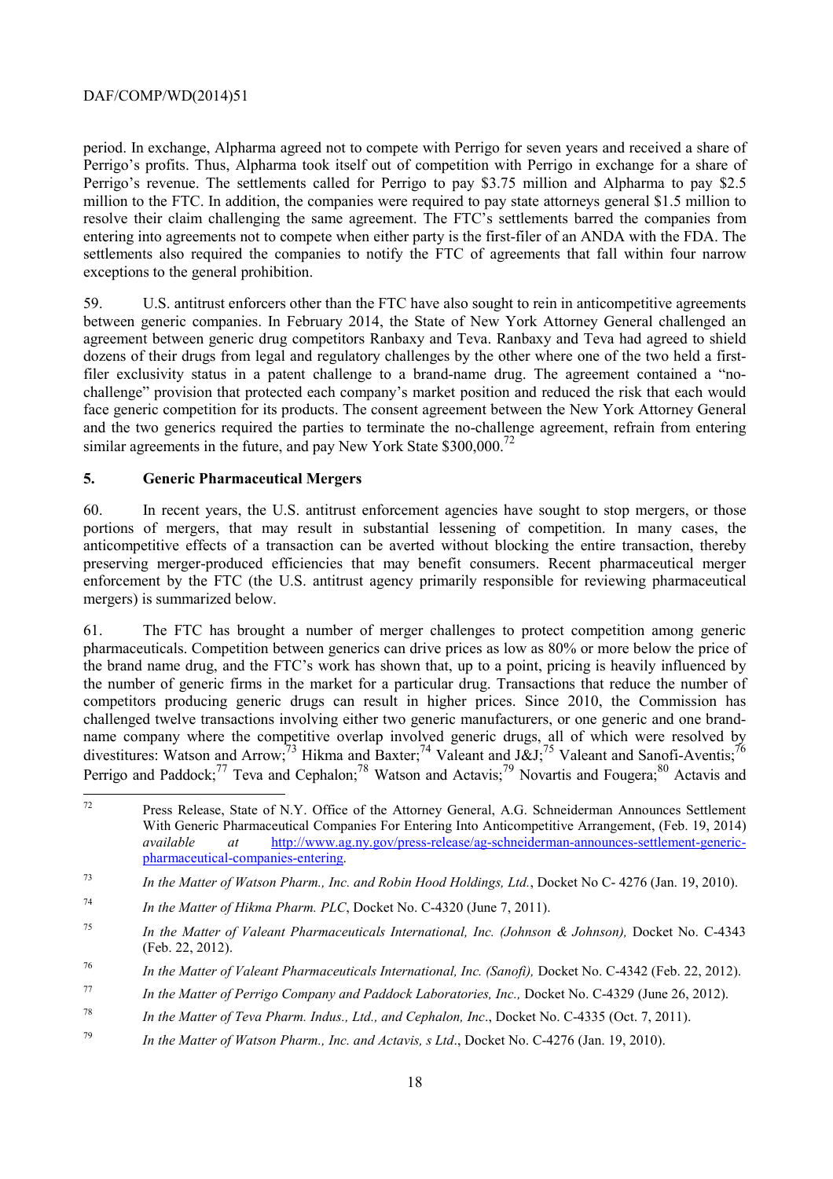period. In exchange, Alpharma agreed not to compete with Perrigo for seven years and received a share of Perrigo's profits. Thus, Alpharma took itself out of competition with Perrigo in exchange for a share of Perrigo's revenue. The settlements called for Perrigo to pay $3.75 million and Alpharma to pay $2.5 million to the FTC. In addition, the companies were required to pay state attorneys general $1.5 million to resolve their claim challenging the same agreement. The FTC's settlements barred the companies from entering into agreements not to compete when either party is the first-filer of an ANDA with the FDA. The settlements also required the companies to notify the FTC of agreements that fall within four narrow exceptions to the general prohibition.

59. U.S. antitrust enforcers other than the FTC have also sought to rein in anticompetitive agreements between generic companies. In February 2014, the State of New York Attorney General challenged an agreement between generic drug competitors Ranbaxy and Teva. Ranbaxy and Teva had agreed to shield dozens of their drugs from legal and regulatory challenges by the other where one of the two held a first-filer exclusivity status in a patent challenge to a brand-name drug. The agreement contained a "no-challenge" provision that protected each company's market position and reduced the risk that each would face generic competition for its products. The consent agreement between the New York Attorney General and the two generics required the parties to terminate the no-challenge agreement, refrain from entering similar agreements in the future, and pay New York State $300,000.[72]

## 5. Generic Pharmaceutical Mergers

60. In recent years, the U.S. antitrust enforcement agencies have sought to stop mergers, or those portions of mergers, that may result in substantial lessening of competition. In many cases, the anticompetitive effects of a transaction can be averted without blocking the entire transaction, thereby preserving merger-produced efficiencies that may benefit consumers. Recent pharmaceutical merger enforcement by the FTC (the U.S. antitrust agency primarily responsible for reviewing pharmaceutical mergers) is summarized below.

61. The FTC has brought a number of merger challenges to protect competition among generic pharmaceuticals. Competition between generics can drive prices as low as 80% or more below the price of the brand name drug, and the FTC's work has shown that, up to a point, pricing is heavily influenced by the number of generic firms in the market for a particular drug. Transactions that reduce the number of competitors producing generic drugs can result in higher prices. Since 2010, the Commission has challenged twelve transactions involving either two generic manufacturers, or one generic and one brand-name company where the competitive overlap involved generic drugs, all of which were resolved by divestitures: Watson and Arrow;[73] Hikma and Baxter;[74] Valeant and J&J;[75] Valeant and Sanofi-Aventis;[76] Perrigo and Paddock;[77] Teva and Cephalon;[78] Watson and Actavis;[79] Novartis and Fougera;[80] Actavis and

---

[72] Press Release, State of N.Y. Office of the Attorney General, A.G. Schneiderman Announces Settlement With Generic Pharmaceutical Companies For Entering Into Anticompetitive Arrangement, (Feb. 19, 2014) *available at* http://www.ag.ny.gov/press-release/ag-schneiderman-announces-settlement-generic-pharmaceutical-companies-entering.

[73] *In the Matter of Watson Pharm., Inc. and Robin Hood Holdings, Ltd.*, Docket No C- 4276 (Jan. 19, 2010).

[74] *In the Matter of Hikma Pharm. PLC*, Docket No. C-4320 (June 7, 2011).

[75] *In the Matter of Valeant Pharmaceuticals International, Inc. (Johnson & Johnson),* Docket No. C-4343 (Feb. 22, 2012).

[76] *In the Matter of Valeant Pharmaceuticals International, Inc. (Sanofi),* Docket No. C-4342 (Feb. 22, 2012).

[77] *In the Matter of Perrigo Company and Paddock Laboratories, Inc.,* Docket No. C-4329 (June 26, 2012).

[78] *In the Matter of Teva Pharm. Indus., Ltd., and Cephalon, Inc*., Docket No. C-4335 (Oct. 7, 2011).

[79] *In the Matter of Watson Pharm., Inc. and Actavis, s Ltd*., Docket No. C-4276 (Jan. 19, 2010).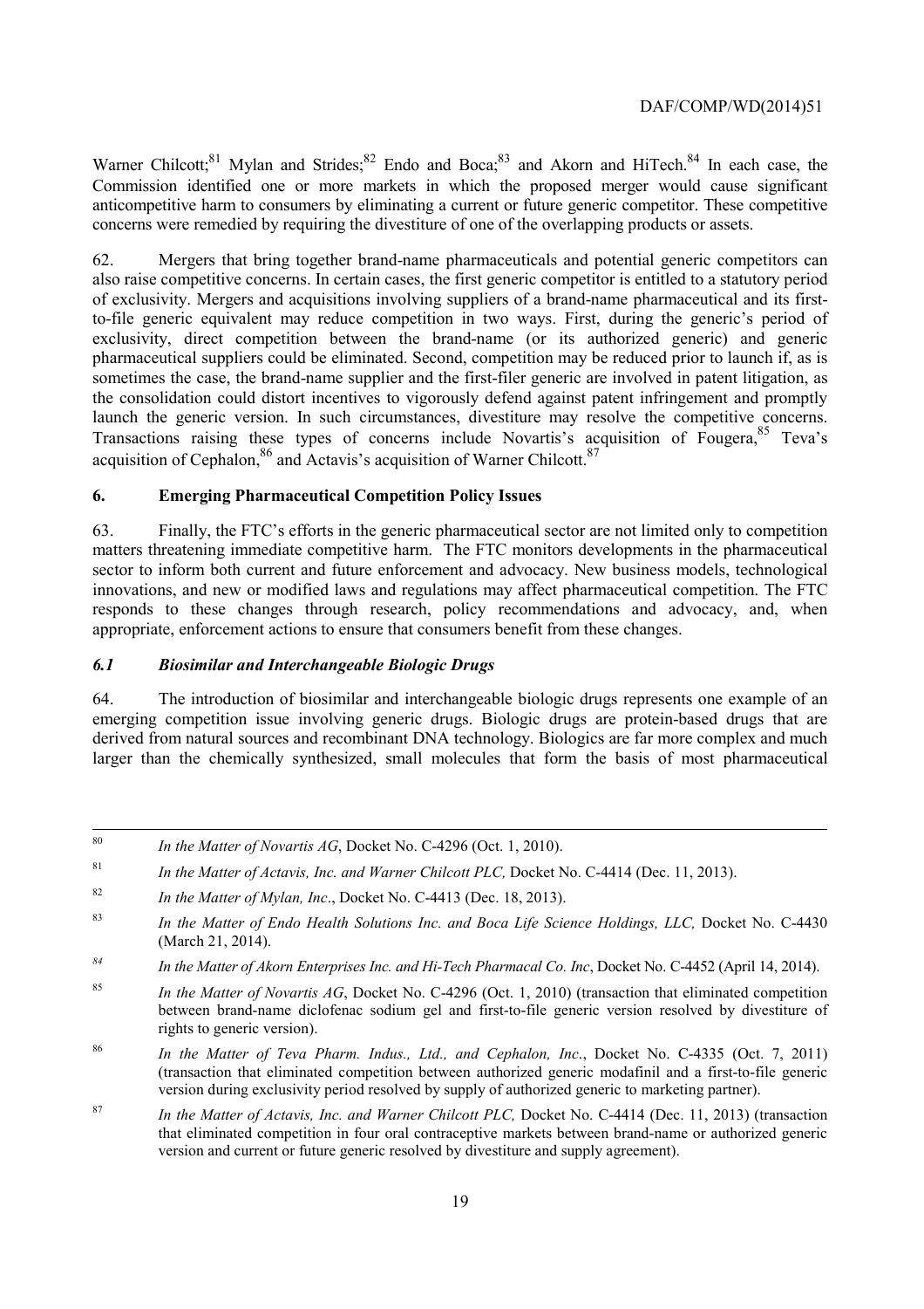Warner Chilcott;[81] Mylan and Strides;[82] Endo and Boca;[83] and Akorn and HiTech.[84] In each case, the Commission identified one or more markets in which the proposed merger would cause significant anticompetitive harm to consumers by eliminating a current or future generic competitor. These competitive concerns were remedied by requiring the divestiture of one of the overlapping products or assets.

62. Mergers that bring together brand-name pharmaceuticals and potential generic competitors can also raise competitive concerns. In certain cases, the first generic competitor is entitled to a statutory period of exclusivity. Mergers and acquisitions involving suppliers of a brand-name pharmaceutical and its first-to-file generic equivalent may reduce competition in two ways. First, during the generic's period of exclusivity, direct competition between the brand-name (or its authorized generic) and generic pharmaceutical suppliers could be eliminated. Second, competition may be reduced prior to launch if, as is sometimes the case, the brand-name supplier and the first-filer generic are involved in patent litigation, as the consolidation could distort incentives to vigorously defend against patent infringement and promptly launch the generic version. In such circumstances, divestiture may resolve the competitive concerns. Transactions raising these types of concerns include Novartis's acquisition of Fougera,[85] Teva's acquisition of Cephalon,[86] and Actavis's acquisition of Warner Chilcott.[87]

## 6. Emerging Pharmaceutical Competition Policy Issues

63. Finally, the FTC's efforts in the generic pharmaceutical sector are not limited only to competition matters threatening immediate competitive harm. The FTC monitors developments in the pharmaceutical sector to inform both current and future enforcement and advocacy. New business models, technological innovations, and new or modified laws and regulations may affect pharmaceutical competition. The FTC responds to these changes through research, policy recommendations and advocacy, and, when appropriate, enforcement actions to ensure that consumers benefit from these changes.

### *6.1 Biosimilar and Interchangeable Biologic Drugs*

64. The introduction of biosimilar and interchangeable biologic drugs represents one example of an emerging competition issue involving generic drugs. Biologic drugs are protein-based drugs that are derived from natural sources and recombinant DNA technology. Biologics are far more complex and much larger than the chemically synthesized, small molecules that form the basis of most pharmaceutical

---

[80] *In the Matter of Novartis AG*, Docket No. C-4296 (Oct. 1, 2010).

[81] *In the Matter of Actavis, Inc. and Warner Chilcott PLC,* Docket No. C-4414 (Dec. 11, 2013).

[82] *In the Matter of Mylan, Inc*., Docket No. C-4413 (Dec. 18, 2013).

[83] *In the Matter of Endo Health Solutions Inc. and Boca Life Science Holdings, LLC,* Docket No. C-4430 (March 21, 2014).

[84] *In the Matter of Akorn Enterprises Inc. and Hi-Tech Pharmacal Co. Inc*, Docket No. C-4452 (April 14, 2014).

[85] *In the Matter of Novartis AG*, Docket No. C-4296 (Oct. 1, 2010) (transaction that eliminated competition between brand-name diclofenac sodium gel and first-to-file generic version resolved by divestiture of rights to generic version).

[86] *In the Matter of Teva Pharm. Indus., Ltd., and Cephalon, Inc*., Docket No. C-4335 (Oct. 7, 2011) (transaction that eliminated competition between authorized generic modafinil and a first-to-file generic version during exclusivity period resolved by supply of authorized generic to marketing partner).

[87] *In the Matter of Actavis, Inc. and Warner Chilcott PLC,* Docket No. C-4414 (Dec. 11, 2013) (transaction that eliminated competition in four oral contraceptive markets between brand-name or authorized generic version and current or future generic resolved by divestiture and supply agreement).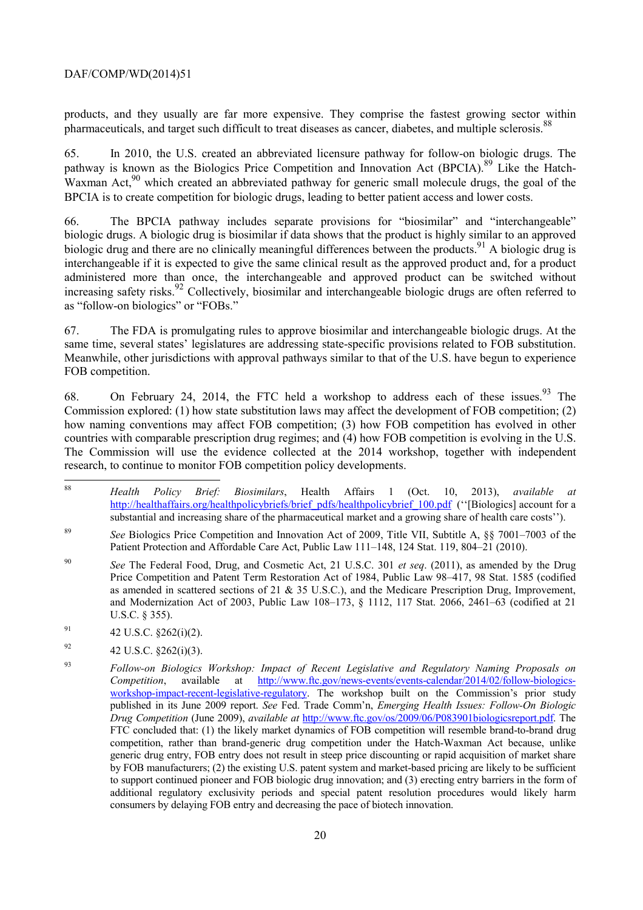products, and they usually are far more expensive. They comprise the fastest growing sector within pharmaceuticals, and target such difficult to treat diseases as cancer, diabetes, and multiple sclerosis.[88]

65. In 2010, the U.S. created an abbreviated licensure pathway for follow-on biologic drugs. The pathway is known as the Biologics Price Competition and Innovation Act (BPCIA).[89] Like the Hatch-Waxman Act,[90] which created an abbreviated pathway for generic small molecule drugs, the goal of the BPCIA is to create competition for biologic drugs, leading to better patient access and lower costs.

66. The BPCIA pathway includes separate provisions for "biosimilar" and "interchangeable" biologic drugs. A biologic drug is biosimilar if data shows that the product is highly similar to an approved biologic drug and there are no clinically meaningful differences between the products.[91] A biologic drug is interchangeable if it is expected to give the same clinical result as the approved product and, for a product administered more than once, the interchangeable and approved product can be switched without increasing safety risks.[92] Collectively, biosimilar and interchangeable biologic drugs are often referred to as "follow-on biologics" or "FOBs."

67. The FDA is promulgating rules to approve biosimilar and interchangeable biologic drugs. At the same time, several states' legislatures are addressing state-specific provisions related to FOB substitution. Meanwhile, other jurisdictions with approval pathways similar to that of the U.S. have begun to experience FOB competition.

68. On February 24, 2014, the FTC held a workshop to address each of these issues.[93] The Commission explored: (1) how state substitution laws may affect the development of FOB competition; (2) how naming conventions may affect FOB competition; (3) how FOB competition has evolved in other countries with comparable prescription drug regimes; and (4) how FOB competition is evolving in the U.S. The Commission will use the evidence collected at the 2014 workshop, together with independent research, to continue to monitor FOB competition policy developments.

---

[88] *Health Policy Brief: Biosimilars*, Health Affairs 1 (Oct. 10, 2013), *available at* http://healthaffairs.org/healthpolicybriefs/brief_pdfs/healthpolicybrief_100.pdf (''[Biologics] account for a substantial and increasing share of the pharmaceutical market and a growing share of health care costs'').

[89] *See* Biologics Price Competition and Innovation Act of 2009, Title VII, Subtitle A, §§ 7001–7003 of the Patient Protection and Affordable Care Act, Public Law 111–148, 124 Stat. 119, 804–21 (2010).

[90] *See* The Federal Food, Drug, and Cosmetic Act, 21 U.S.C. 301 *et seq*. (2011), as amended by the Drug Price Competition and Patent Term Restoration Act of 1984, Public Law 98–417, 98 Stat. 1585 (codified as amended in scattered sections of 21 & 35 U.S.C.), and the Medicare Prescription Drug, Improvement, and Modernization Act of 2003, Public Law 108–173, § 1112, 117 Stat. 2066, 2461–63 (codified at 21 U.S.C. § 355).

[91] 42 U.S.C. §262(i)(2).

[92] 42 U.S.C. §262(i)(3).

[93] *Follow-on Biologics Workshop: Impact of Recent Legislative and Regulatory Naming Proposals on Competition*, available at http://www.ftc.gov/news-events/events-calendar/2014/02/follow-biologics-workshop-impact-recent-legislative-regulatory. The workshop built on the Commission's prior study published in its June 2009 report. *See* Fed. Trade Comm'n, *Emerging Health Issues: Follow-On Biologic Drug Competition* (June 2009), *available at* http://www.ftc.gov/os/2009/06/P083901biologicsreport.pdf. The FTC concluded that: (1) the likely market dynamics of FOB competition will resemble brand-to-brand drug competition, rather than brand-generic drug competition under the Hatch-Waxman Act because, unlike generic drug entry, FOB entry does not result in steep price discounting or rapid acquisition of market share by FOB manufacturers; (2) the existing U.S. patent system and market-based pricing are likely to be sufficient to support continued pioneer and FOB biologic drug innovation; and (3) erecting entry barriers in the form of additional regulatory exclusivity periods and special patent resolution procedures would likely harm consumers by delaying FOB entry and decreasing the pace of biotech innovation.